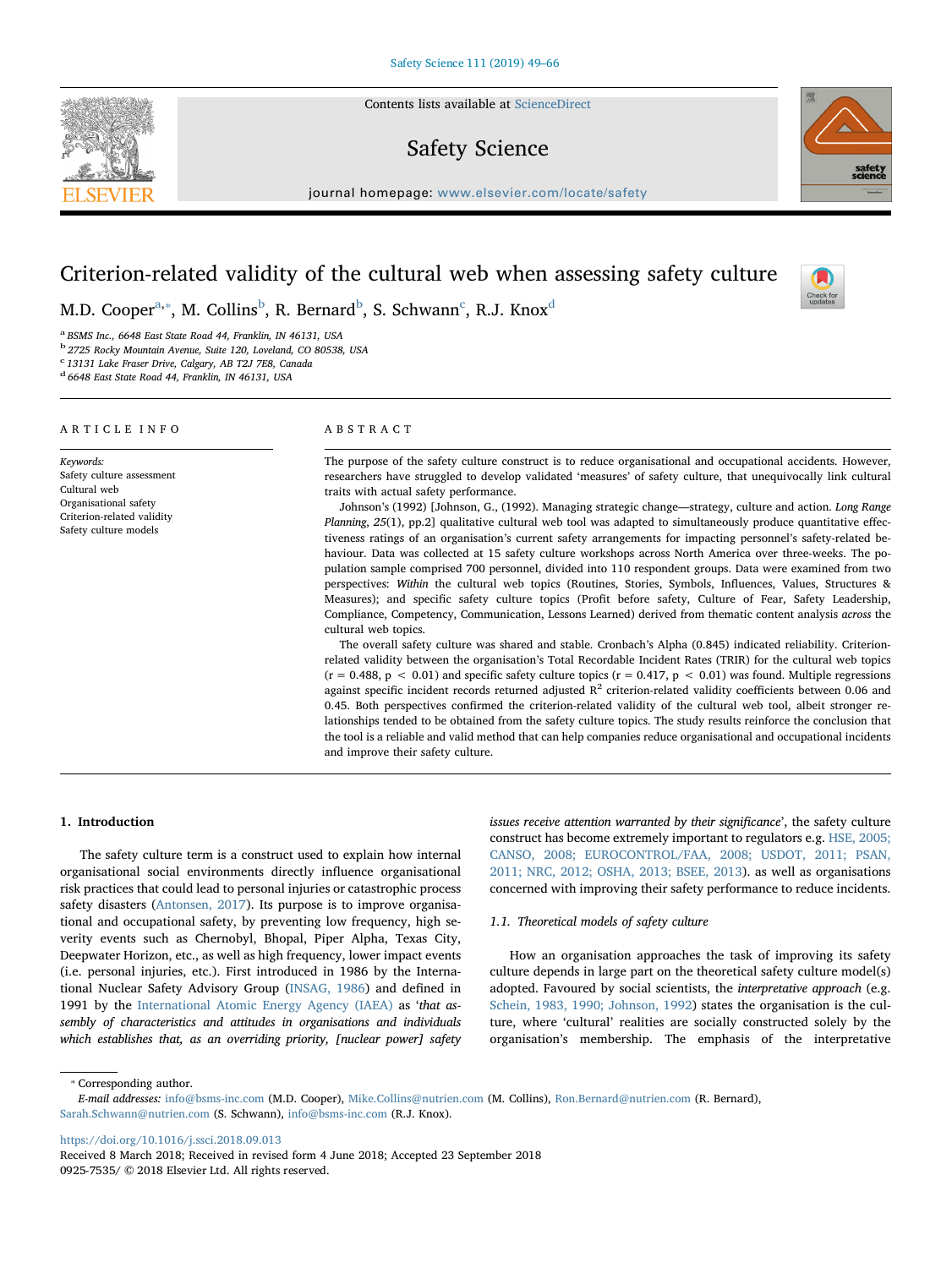Contents lists available at [ScienceDirect](http://www.sciencedirect.com/science/journal/09257535)

# Safety Science

 $j<sub>i</sub>$  and  $k<sub>i</sub>$  in the parameter.com/locate/safety/safety/safety/safety/safety/safety/safety/safety/safety/safety/safety/safety/safety/safety/safety/safety/safety/safety/safety/safety/safety/safety/safety/safety/s

# Criterion-related validity of the cultural web when assessing safety culture

M.D. Cooper $\text{a},\text{*},$  M. Collins $\text{b}$  $\text{b}$  $\text{b}$ , R. Bernar[d](#page-0-4) $\text{b}$ , S. S[c](#page-0-3)hwann $\text{c}$ , R.J. Knox $\text{d}$ 

<span id="page-0-0"></span><sup>a</sup> BSMS Inc., 6648 East State Road 44, Franklin, IN 46131, USA

<span id="page-0-2"></span><sup>b</sup> 2725 Rocky Mountain Avenue, Suite 120, Loveland, CO 80538, USA

<span id="page-0-3"></span><sup>c</sup> 13131 Lake Fraser Drive, Calgary, AB T2J 7E8, Canada

<span id="page-0-4"></span><sup>d</sup> 6648 East State Road 44, Franklin, IN 46131, USA

# ARTICLE INFO

Keywords: Safety culture assessment Cultural web Organisational safety Criterion-related validity Safety culture models

# ABSTRACT

The purpose of the safety culture construct is to reduce organisational and occupational accidents. However, researchers have struggled to develop validated 'measures' of safety culture, that unequivocally link cultural traits with actual safety performance.

Johnson's (1992) [Johnson, G., (1992). Managing strategic change—strategy, culture and action. Long Range Planning, 25(1), pp.2] qualitative cultural web tool was adapted to simultaneously produce quantitative effectiveness ratings of an organisation's current safety arrangements for impacting personnel's safety-related behaviour. Data was collected at 15 safety culture workshops across North America over three-weeks. The population sample comprised 700 personnel, divided into 110 respondent groups. Data were examined from two perspectives: Within the cultural web topics (Routines, Stories, Symbols, Influences, Values, Structures & Measures); and specific safety culture topics (Profit before safety, Culture of Fear, Safety Leadership, Compliance, Competency, Communication, Lessons Learned) derived from thematic content analysis across the cultural web topics.

The overall safety culture was shared and stable. Cronbach's Alpha (0.845) indicated reliability. Criterionrelated validity between the organisation's Total Recordable Incident Rates (TRIR) for the cultural web topics  $(r = 0.488, p < 0.01)$  and specific safety culture topics  $(r = 0.417, p < 0.01)$  was found. Multiple regressions against specific incident records returned adjusted  $R^2$  criterion-related validity coefficients between 0.06 and 0.45. Both perspectives confirmed the criterion-related validity of the cultural web tool, albeit stronger relationships tended to be obtained from the safety culture topics. The study results reinforce the conclusion that the tool is a reliable and valid method that can help companies reduce organisational and occupational incidents and improve their safety culture.

# 1. Introduction

The safety culture term is a construct used to explain how internal organisational social environments directly influence organisational risk practices that could lead to personal injuries or catastrophic process safety disasters ([Antonsen, 2017](#page-15-0)). Its purpose is to improve organisational and occupational safety, by preventing low frequency, high severity events such as Chernobyl, Bhopal, Piper Alpha, Texas City, Deepwater Horizon, etc., as well as high frequency, lower impact events (i.e. personal injuries, etc.). First introduced in 1986 by the International Nuclear Safety Advisory Group [\(INSAG, 1986\)](#page-16-0) and defined in 1991 by the [International Atomic Energy Agency \(IAEA\)](#page-16-1) as 'that assembly of characteristics and attitudes in organisations and individuals which establishes that, as an overriding priority, [nuclear power] safety issues receive attention warranted by their significance', the safety culture construct has become extremely important to regulators e.g. [HSE, 2005;](#page-16-2) [CANSO, 2008; EUROCONTROL/FAA, 2008; USDOT, 2011; PSAN,](#page-16-2) [2011; NRC, 2012; OSHA, 2013; BSEE, 2013\)](#page-16-2). as well as organisations concerned with improving their safety performance to reduce incidents.

# 1.1. Theoretical models of safety culture

How an organisation approaches the task of improving its safety culture depends in large part on the theoretical safety culture model(s) adopted. Favoured by social scientists, the interpretative approach (e.g. [Schein, 1983, 1990; Johnson, 1992](#page-16-3)) states the organisation is the culture, where 'cultural' realities are socially constructed solely by the organisation's membership. The emphasis of the interpretative

<span id="page-0-1"></span>⁎ Corresponding author.

<https://doi.org/10.1016/j.ssci.2018.09.013>







E-mail addresses: [info@bsms-inc.com](mailto:info@bsms-inc.com) (M.D. Cooper), [Mike.Collins@nutrien.com](mailto:Mike.Collins@nutrien.com) (M. Collins), [Ron.Bernard@nutrien.com](mailto:Ron.Bernard@nutrien.com) (R. Bernard), [Sarah.Schwann@nutrien.com](mailto:Sarah.Schwann@nutrien.com) (S. Schwann), [info@bsms-inc.com](mailto:info@bsms-inc.com) (R.J. Knox).

Received 8 March 2018; Received in revised form 4 June 2018; Accepted 23 September 2018 0925-7535/ © 2018 Elsevier Ltd. All rights reserved.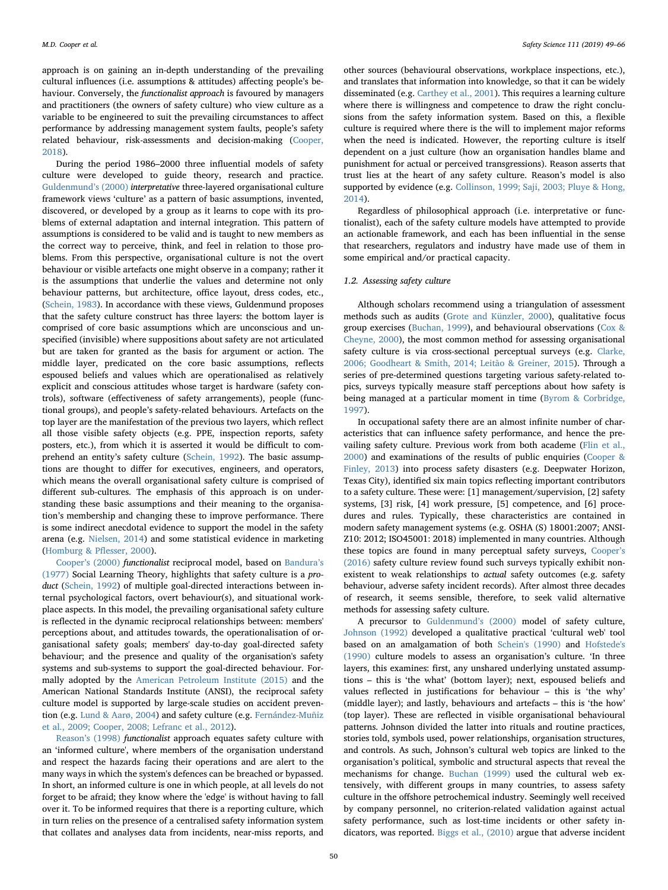approach is on gaining an in-depth understanding of the prevailing cultural influences (i.e. assumptions & attitudes) affecting people's behaviour. Conversely, the functionalist approach is favoured by managers and practitioners (the owners of safety culture) who view culture as a variable to be engineered to suit the prevailing circumstances to affect performance by addressing management system faults, people's safety related behaviour, risk-assessments and decision-making [\(Cooper,](#page-15-1) [2018\)](#page-15-1).

During the period 1986–2000 three influential models of safety culture were developed to guide theory, research and practice. [Guldenmund](#page-16-4)'s (2000) interpretative three-layered organisational culture framework views 'culture' as a pattern of basic assumptions, invented, discovered, or developed by a group as it learns to cope with its problems of external adaptation and internal integration. This pattern of assumptions is considered to be valid and is taught to new members as the correct way to perceive, think, and feel in relation to those problems. From this perspective, organisational culture is not the overt behaviour or visible artefacts one might observe in a company; rather it is the assumptions that underlie the values and determine not only behaviour patterns, but architecture, office layout, dress codes, etc., ([Schein, 1983\)](#page-16-3). In accordance with these views, Guldenmund proposes that the safety culture construct has three layers: the bottom layer is comprised of core basic assumptions which are unconscious and unspecified (invisible) where suppositions about safety are not articulated but are taken for granted as the basis for argument or action. The middle layer, predicated on the core basic assumptions, reflects espoused beliefs and values which are operationalised as relatively explicit and conscious attitudes whose target is hardware (safety controls), software (effectiveness of safety arrangements), people (functional groups), and people's safety-related behaviours. Artefacts on the top layer are the manifestation of the previous two layers, which reflect all those visible safety objects (e.g. PPE, inspection reports, safety posters, etc.), from which it is asserted it would be difficult to comprehend an entity's safety culture ([Schein, 1992](#page-16-5)). The basic assumptions are thought to differ for executives, engineers, and operators, which means the overall organisational safety culture is comprised of different sub-cultures. The emphasis of this approach is on understanding these basic assumptions and their meaning to the organisation's membership and changing these to improve performance. There is some indirect anecdotal evidence to support the model in the safety arena (e.g. [Nielsen, 2014](#page-16-6)) and some statistical evidence in marketing ([Homburg & P](#page-16-7)flesser, 2000).

[Cooper](#page-15-2)'s (2000) functionalist reciprocal model, based on [Bandura](#page-15-3)'s [\(1977\)](#page-15-3) Social Learning Theory, highlights that safety culture is a product ([Schein, 1992](#page-16-5)) of multiple goal-directed interactions between internal psychological factors, overt behaviour(s), and situational workplace aspects. In this model, the prevailing organisational safety culture is reflected in the dynamic reciprocal relationships between: members' perceptions about, and attitudes towards, the operationalisation of organisational safety goals; members' day-to-day goal-directed safety behaviour; and the presence and quality of the organisation's safety systems and sub-systems to support the goal-directed behaviour. Formally adopted by the [American Petroleum Institute \(2015\)](#page-15-4) and the American National Standards Institute (ANSI), the reciprocal safety culture model is supported by large-scale studies on accident prevention (e.g. [Lund & Aarø, 2004\)](#page-16-8) and safety culture (e.g. [Fernández-Muñiz](#page-16-9) [et al., 2009; Cooper, 2008; Lefranc et al., 2012\)](#page-16-9).

Reason'[s \(1998\)](#page-16-10) functionalist approach equates safety culture with an 'informed culture', where members of the organisation understand and respect the hazards facing their operations and are alert to the many ways in which the system's defences can be breached or bypassed. In short, an informed culture is one in which people, at all levels do not forget to be afraid; they know where the 'edge' is without having to fall over it. To be informed requires that there is a reporting culture, which in turn relies on the presence of a centralised safety information system that collates and analyses data from incidents, near-miss reports, and

other sources (behavioural observations, workplace inspections, etc.), and translates that information into knowledge, so that it can be widely disseminated (e.g. [Carthey et al., 2001](#page-15-5)). This requires a learning culture where there is willingness and competence to draw the right conclusions from the safety information system. Based on this, a flexible culture is required where there is the will to implement major reforms when the need is indicated. However, the reporting culture is itself dependent on a just culture (how an organisation handles blame and punishment for actual or perceived transgressions). Reason asserts that trust lies at the heart of any safety culture. Reason's model is also supported by evidence (e.g. [Collinson, 1999; Saji, 2003; Pluye & Hong,](#page-15-6) [2014\)](#page-15-6).

Regardless of philosophical approach (i.e. interpretative or functionalist), each of the safety culture models have attempted to provide an actionable framework, and each has been influential in the sense that researchers, regulators and industry have made use of them in some empirical and/or practical capacity.

## 1.2. Assessing safety culture

Although scholars recommend using a triangulation of assessment methods such as audits [\(Grote and Künzler, 2000](#page-16-11)), qualitative focus group exercises [\(Buchan, 1999\)](#page-15-7), and behavioural observations ([Cox &](#page-15-8) [Cheyne, 2000\)](#page-15-8), the most common method for assessing organisational safety culture is via cross-sectional perceptual surveys (e.g. [Clarke,](#page-15-9) [2006; Goodheart & Smith, 2014; Leitão & Greiner, 2015\)](#page-15-9). Through a series of pre-determined questions targeting various safety-related topics, surveys typically measure staff perceptions about how safety is being managed at a particular moment in time ([Byrom & Corbridge,](#page-15-10) [1997\)](#page-15-10).

In occupational safety there are an almost infinite number of characteristics that can influence safety performance, and hence the prevailing safety culture. Previous work from both academe ([Flin et al.,](#page-16-12) [2000\)](#page-16-12) and examinations of the results of public enquiries ([Cooper &](#page-15-11) [Finley, 2013](#page-15-11)) into process safety disasters (e.g. Deepwater Horizon, Texas City), identified six main topics reflecting important contributors to a safety culture. These were: [1] management/supervision, [2] safety systems, [3] risk, [4] work pressure, [5] competence, and [6] procedures and rules. Typically, these characteristics are contained in modern safety management systems (e.g. OSHA (S) 18001:2007; ANSI-Z10: 2012; ISO45001: 2018) implemented in many countries. Although these topics are found in many perceptual safety surveys, [Cooper](#page-15-12)'s [\(2016\)](#page-15-12) safety culture review found such surveys typically exhibit nonexistent to weak relationships to actual safety outcomes (e.g. safety behaviour, adverse safety incident records). After almost three decades of research, it seems sensible, therefore, to seek valid alternative methods for assessing safety culture.

A precursor to [Guldenmund](#page-16-4)'s (2000) model of safety culture, [Johnson \(1992\)](#page-16-13) developed a qualitative practical 'cultural web' tool based on an amalgamation of both [Schein's \(1990\)](#page-16-14) and [Hofstede's](#page-16-15) [\(1990\)](#page-16-15) culture models to assess an organisation's culture. 'In three layers, this examines: first, any unshared underlying unstated assumptions – this is 'the what' (bottom layer); next, espoused beliefs and values reflected in justifications for behaviour – this is 'the why' (middle layer); and lastly, behaviours and artefacts – this is 'the how' (top layer). These are reflected in visible organisational behavioural patterns. Johnson divided the latter into rituals and routine practices, stories told, symbols used, power relationships, organisation structures, and controls. As such, Johnson's cultural web topics are linked to the organisation's political, symbolic and structural aspects that reveal the mechanisms for change. [Buchan \(1999\)](#page-15-7) used the cultural web extensively, with different groups in many countries, to assess safety culture in the offshore petrochemical industry. Seemingly well received by company personnel, no criterion-related validation against actual safety performance, such as lost-time incidents or other safety indicators, was reported. [Biggs et al., \(2010\)](#page-15-13) argue that adverse incident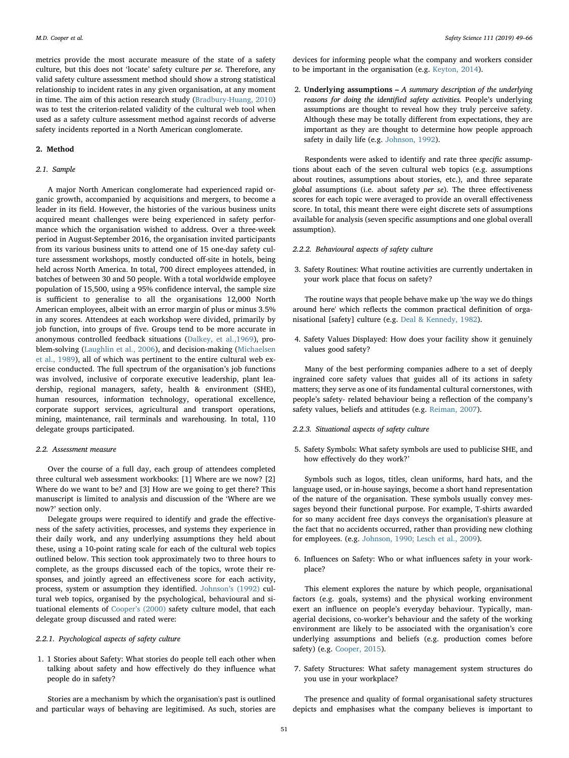metrics provide the most accurate measure of the state of a safety culture, but this does not 'locate' safety culture per se. Therefore, any valid safety culture assessment method should show a strong statistical relationship to incident rates in any given organisation, at any moment in time. The aim of this action research study [\(Bradbury-Huang, 2010\)](#page-15-14) was to test the criterion-related validity of the cultural web tool when used as a safety culture assessment method against records of adverse safety incidents reported in a North American conglomerate.

# 2. Method

## 2.1. Sample

A major North American conglomerate had experienced rapid organic growth, accompanied by acquisitions and mergers, to become a leader in its field. However, the histories of the various business units acquired meant challenges were being experienced in safety performance which the organisation wished to address. Over a three-week period in August-September 2016, the organisation invited participants from its various business units to attend one of 15 one-day safety culture assessment workshops, mostly conducted off-site in hotels, being held across North America. In total, 700 direct employees attended, in batches of between 30 and 50 people. With a total worldwide employee population of 15,500, using a 95% confidence interval, the sample size is sufficient to generalise to all the organisations 12,000 North American employees, albeit with an error margin of plus or minus 3.5% in any scores. Attendees at each workshop were divided, primarily by job function, into groups of five. Groups tend to be more accurate in anonymous controlled feedback situations [\(Dalkey, et al.,1969](#page-16-16)), problem-solving [\(Laughlin et al., 2006](#page-16-17)), and decision-making [\(Michaelsen](#page-16-18) [et al., 1989\)](#page-16-18), all of which was pertinent to the entire cultural web exercise conducted. The full spectrum of the organisation's job functions was involved, inclusive of corporate executive leadership, plant leadership, regional managers, safety, health & environment (SHE), human resources, information technology, operational excellence, corporate support services, agricultural and transport operations, mining, maintenance, rail terminals and warehousing. In total, 110 delegate groups participated.

#### 2.2. Assessment measure

Over the course of a full day, each group of attendees completed three cultural web assessment workbooks: [1] Where are we now? [2] Where do we want to be? and [3] How are we going to get there? This manuscript is limited to analysis and discussion of the 'Where are we now?' section only.

Delegate groups were required to identify and grade the effectiveness of the safety activities, processes, and systems they experience in their daily work, and any underlying assumptions they held about these, using a 10-point rating scale for each of the cultural web topics outlined below. This section took approximately two to three hours to complete, as the groups discussed each of the topics, wrote their responses, and jointly agreed an effectiveness score for each activity, process, system or assumption they identified. Johnson'[s \(1992\)](#page-16-13) cultural web topics, organised by the psychological, behavioural and situational elements of Cooper'[s \(2000\)](#page-15-2) safety culture model, that each delegate group discussed and rated were:

# 2.2.1. Psychological aspects of safety culture

1. 1 Stories about Safety: What stories do people tell each other when talking about safety and how effectively do they influence what people do in safety?

Stories are a mechanism by which the organisation's past is outlined and particular ways of behaving are legitimised. As such, stories are

devices for informing people what the company and workers consider to be important in the organisation (e.g. [Keyton, 2014\)](#page-16-19).

2. Underlying assumptions – A summary description of the underlying reasons for doing the identified safety activities. People's underlying assumptions are thought to reveal how they truly perceive safety. Although these may be totally different from expectations, they are important as they are thought to determine how people approach safety in daily life (e.g. [Johnson, 1992\)](#page-16-13).

Respondents were asked to identify and rate three specific assumptions about each of the seven cultural web topics (e.g. assumptions about routines, assumptions about stories, etc.), and three separate global assumptions (i.e. about safety per se). The three effectiveness scores for each topic were averaged to provide an overall effectiveness score. In total, this meant there were eight discrete sets of assumptions available for analysis (seven specific assumptions and one global overall assumption).

#### 2.2.2. Behavioural aspects of safety culture

3. Safety Routines: What routine activities are currently undertaken in your work place that focus on safety?

The routine ways that people behave make up 'the way we do things around here' which reflects the common practical definition of organisational [safety] culture (e.g. [Deal & Kennedy, 1982\)](#page-16-20).

4. Safety Values Displayed: How does your facility show it genuinely values good safety?

Many of the best performing companies adhere to a set of deeply ingrained core safety values that guides all of its actions in safety matters; they serve as one of its fundamental cultural cornerstones, with people's safety- related behaviour being a reflection of the company's safety values, beliefs and attitudes (e.g. [Reiman, 2007](#page-16-21)).

## 2.2.3. Situational aspects of safety culture

5. Safety Symbols: What safety symbols are used to publicise SHE, and how effectively do they work?'

Symbols such as logos, titles, clean uniforms, hard hats, and the language used, or in‐house sayings, become a short hand representation of the nature of the organisation. These symbols usually convey messages beyond their functional purpose. For example, T‐shirts awarded for so many accident free days conveys the organisation's pleasure at the fact that no accidents occurred, rather than providing new clothing for employees. (e.g. [Johnson, 1990; Lesch et al., 2009\)](#page-16-22).

6. Influences on Safety: Who or what influences safety in your workplace?

This element explores the nature by which people, organisational factors (e.g. goals, systems) and the physical working environment exert an influence on people's everyday behaviour. Typically, managerial decisions, co-worker's behaviour and the safety of the working environment are likely to be associated with the organisation's core underlying assumptions and beliefs (e.g. production comes before safety) (e.g. [Cooper, 2015](#page-15-15)).

7. Safety Structures: What safety management system structures do you use in your workplace?

The presence and quality of formal organisational safety structures depicts and emphasises what the company believes is important to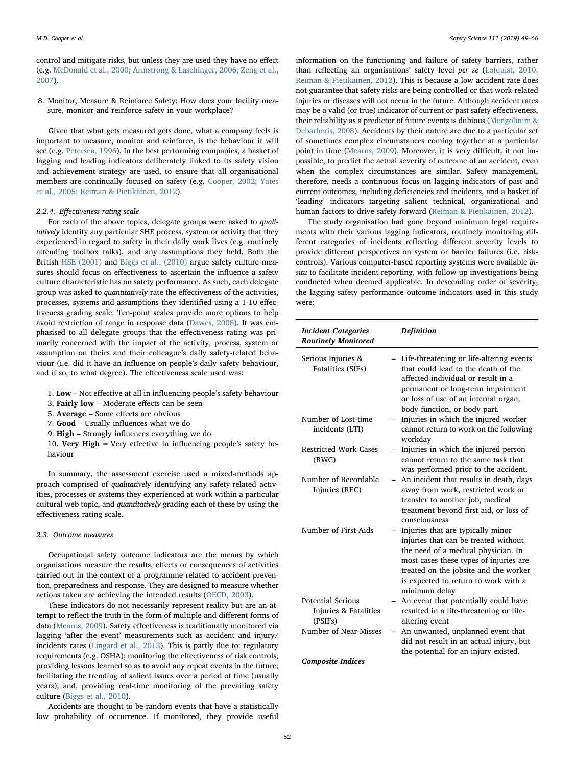control and mitigate risks, but unless they are used they have no effect (e.g. [McDonald et al., 2000; Armstrong & Laschinger, 2006; Zeng et al.,](#page-16-23) [2007\)](#page-16-23).

8. Monitor, Measure & Reinforce Safety: How does your facility measure, monitor and reinforce safety in your workplace?

Given that what gets measured gets done, what a company feels is important to measure, monitor and reinforce, is the behaviour it will see (e.g. [Petersen, 1996\)](#page-16-24). In the best performing companies, a basket of lagging and leading indicators deliberately linked to its safety vision and achievement strategy are used, to ensure that all organisational members are continually focused on safety (e.g. [Cooper, 2002; Yates](#page-15-16) [et al., 2005; Reiman & Pietikäinen, 2012\)](#page-15-16).

# 2.2.4. Effectiveness rating scale

For each of the above topics, delegate groups were asked to qualitatively identify any particular SHE process, system or activity that they experienced in regard to safety in their daily work lives (e.g. routinely attending toolbox talks), and any assumptions they held. Both the British [HSE \(2001\)](#page-16-25) and [Biggs et al., \(2010\)](#page-15-13) argue safety culture measures should focus on effectiveness to ascertain the influence a safety culture characteristic has on safety performance. As such, each delegate group was asked to quantitatively rate the effectiveness of the activities, processes, systems and assumptions they identified using a 1‐10 effectiveness grading scale. Ten-point scales provide more options to help avoid restriction of range in response data [\(Dawes, 2008\)](#page-16-26). It was emphasised to all delegate groups that the effectiveness rating was primarily concerned with the impact of the activity, process, system or assumption on theirs and their colleague's daily safety-related behaviour (i.e. did it have an influence on people's daily safety behaviour, and if so, to what degree). The effectiveness scale used was:

- 1. Low Not effective at all in influencing people's safety behaviour
- 3. Fairly low Moderate effects can be seen
- 5. Average Some effects are obvious
- 7. Good Usually influences what we do
- 9. High Strongly influences everything we do

10. Very High  $=$  Very effective in influencing people's safety behaviour

In summary, the assessment exercise used a mixed-methods approach comprised of qualitatively identifying any safety-related activities, processes or systems they experienced at work within a particular cultural web topic, and quantitatively grading each of these by using the effectiveness rating scale.

## 2.3. Outcome measures

Occupational safety outcome indicators are the means by which organisations measure the results, effects or consequences of activities carried out in the context of a programme related to accident prevention, preparedness and response. They are designed to measure whether actions taken are achieving the intended results ([OECD, 2003\)](#page-16-27).

These indicators do not necessarily represent reality but are an attempt to reflect the truth in the form of multiple and different forms of data [\(Mearns, 2009](#page-16-28)). Safety effectiveness is traditionally monitored via lagging 'after the event' measurements such as accident and injury/ incidents rates [\(Lingard et al., 2013](#page-16-29)). This is partly due to: regulatory requirements (e.g. OSHA); monitoring the effectiveness of risk controls; providing lessons learned so as to avoid any repeat events in the future; facilitating the trending of salient issues over a period of time (usually years); and, providing real-time monitoring of the prevailing safety culture [\(Biggs et al., 2010](#page-15-13)).

Accidents are thought to be random events that have a statistically low probability of occurrence. If monitored, they provide useful

information on the functioning and failure of safety barriers, rather than reflecting an organisations' safety level per se ([Lofquist, 2010,](#page-16-30) [Reiman & Pietikäinen, 2012\)](#page-16-30). This is because a low accident rate does not guarantee that safety risks are being controlled or that work-related injuries or diseases will not occur in the future. Although accident rates may be a valid (or true) indicator of current or past safety effectiveness, their reliability as a predictor of future events is dubious ([Mengolinim &](#page-16-31) [Debarberis, 2008](#page-16-31)). Accidents by their nature are due to a particular set of sometimes complex circumstances coming together at a particular point in time ([Mearns, 2009](#page-16-28)). Moreover, it is very difficult, if not impossible, to predict the actual severity of outcome of an accident, even when the complex circumstances are similar. Safety management, therefore, needs a continuous focus on lagging indicators of past and current outcomes, including deficiencies and incidents, and a basket of 'leading' indicators targeting salient technical, organizational and human factors to drive safety forward (Reiman [& Pietikäinen, 2012\)](#page-16-32).

The study organisation had gone beyond minimum legal requirements with their various lagging indicators, routinely monitoring different categories of incidents reflecting different severity levels to provide different perspectives on system or barrier failures (i.e. riskcontrols). Various computer-based reporting systems were available insitu to facilitate incident reporting, with follow-up investigations being conducted when deemed applicable. In descending order of severity, the lagging safety performance outcome indicators used in this study were:

| <b>Incident Categories</b><br><b>Routinely Monitored</b>     |                          | <b>Definition</b>                                                                                                                                                                                                                                            |
|--------------------------------------------------------------|--------------------------|--------------------------------------------------------------------------------------------------------------------------------------------------------------------------------------------------------------------------------------------------------------|
| Serious Injuries &<br>Fatalities (SIFs)                      |                          | - Life-threatening or life-altering events<br>that could lead to the death of the<br>affected individual or result in a<br>permanent or long-term impairment<br>or loss of use of an internal organ,<br>body function, or body part.                         |
| Number of Lost-time<br>incidents (LTI)                       | Ξ.                       | Injuries in which the injured worker<br>cannot return to work on the following<br>workday                                                                                                                                                                    |
| <b>Restricted Work Cases</b><br>(RWC)                        | $\overline{\phantom{0}}$ | Injuries in which the injured person<br>cannot return to the same task that<br>was performed prior to the accident.                                                                                                                                          |
| Number of Recordable<br>Injuries (REC)                       | $\overline{\phantom{0}}$ | An incident that results in death, days<br>away from work, restricted work or<br>transfer to another job, medical<br>treatment beyond first aid, or loss of<br>consciousness                                                                                 |
| Number of First-Aids                                         | Ξ.                       | Injuries that are typically minor<br>injuries that can be treated without<br>the need of a medical physician. In<br>most cases these types of injuries are<br>treated on the jobsite and the worker<br>is expected to return to work with a<br>minimum delay |
| <b>Potential Serious</b><br>Injuries & Fatalities<br>(PSIFs) | -                        | An event that potentially could have<br>resulted in a life-threatening or life-<br>altering event                                                                                                                                                            |
| Number of Near-Misses                                        |                          | An unwanted, unplanned event that<br>did not result in an actual injury, but                                                                                                                                                                                 |

the potential for an injury existed.

Composite Indices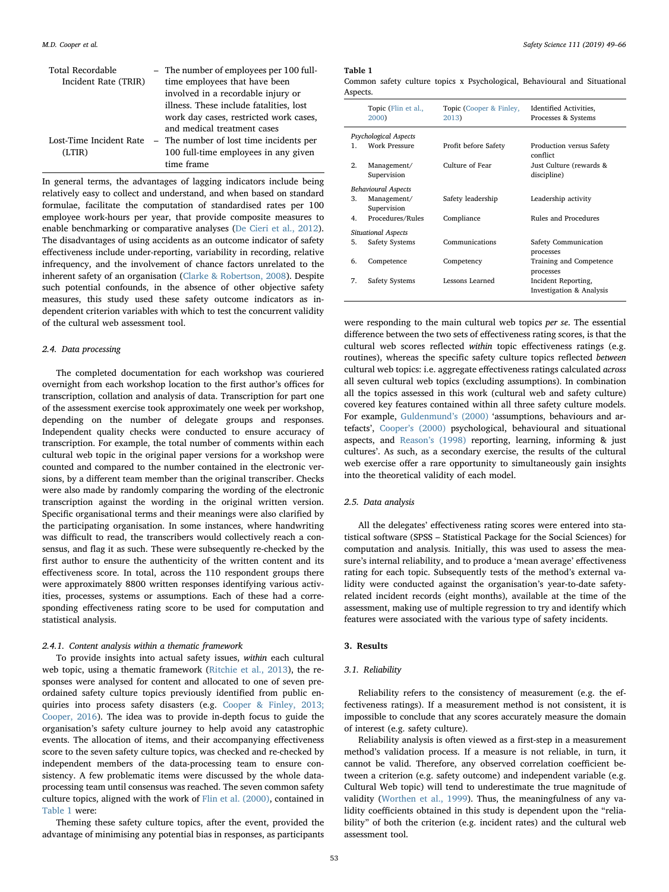| Total Recordable<br>Incident Rate (TRIR) | - The number of employees per 100 full-<br>time employees that have been<br>involved in a recordable injury or<br>illness. These include fatalities, lost<br>work day cases, restricted work cases,<br>and medical treatment cases |
|------------------------------------------|------------------------------------------------------------------------------------------------------------------------------------------------------------------------------------------------------------------------------------|
| Lost-Time Incident Rate<br>(LTIR)        | - The number of lost time incidents per<br>100 full-time employees in any given<br>time frame                                                                                                                                      |

In general terms, the advantages of lagging indicators include being relatively easy to collect and understand, and when based on standard formulae, facilitate the computation of standardised rates per 100 employee work-hours per year, that provide composite measures to enable benchmarking or comparative analyses ([De Cieri et al., 2012](#page-16-33)). The disadvantages of using accidents as an outcome indicator of safety effectiveness include under-reporting, variability in recording, relative infrequency, and the involvement of chance factors unrelated to the inherent safety of an organisation ([Clarke & Robertson, 2008\)](#page-15-17). Despite such potential confounds, in the absence of other objective safety measures, this study used these safety outcome indicators as independent criterion variables with which to test the concurrent validity of the cultural web assessment tool.

#### 2.4. Data processing

The completed documentation for each workshop was couriered overnight from each workshop location to the first author's offices for transcription, collation and analysis of data. Transcription for part one of the assessment exercise took approximately one week per workshop, depending on the number of delegate groups and responses. Independent quality checks were conducted to ensure accuracy of transcription. For example, the total number of comments within each cultural web topic in the original paper versions for a workshop were counted and compared to the number contained in the electronic versions, by a different team member than the original transcriber. Checks were also made by randomly comparing the wording of the electronic transcription against the wording in the original written version. Specific organisational terms and their meanings were also clarified by the participating organisation. In some instances, where handwriting was difficult to read, the transcribers would collectively reach a consensus, and flag it as such. These were subsequently re-checked by the first author to ensure the authenticity of the written content and its effectiveness score. In total, across the 110 respondent groups there were approximately 8800 written responses identifying various activities, processes, systems or assumptions. Each of these had a corresponding effectiveness rating score to be used for computation and statistical analysis.

## 2.4.1. Content analysis within a thematic framework

To provide insights into actual safety issues, within each cultural web topic, using a thematic framework [\(Ritchie et al., 2013](#page-16-34)), the responses were analysed for content and allocated to one of seven preordained safety culture topics previously identified from public enquiries into process safety disasters (e.g. [Cooper & Finley, 2013;](#page-15-11) [Cooper, 2016\)](#page-15-11). The idea was to provide in-depth focus to guide the organisation's safety culture journey to help avoid any catastrophic events. The allocation of items, and their accompanying effectiveness score to the seven safety culture topics, was checked and re-checked by independent members of the data-processing team to ensure consistency. A few problematic items were discussed by the whole dataprocessing team until consensus was reached. The seven common safety culture topics, aligned with the work of [Flin et al. \(2000\)](#page-16-12), contained in [Table 1](#page-4-0) were:

Theming these safety culture topics, after the event, provided the advantage of minimising any potential bias in responses, as participants

#### <span id="page-4-0"></span>Table 1

Common safety culture topics x Psychological, Behavioural and Situational Aspects.

|              | Topic (Flin et al.,<br>2000) | <b>Topic (Cooper &amp; Finley,</b><br>2013) | Identified Activities,<br>Processes & Systems   |
|--------------|------------------------------|---------------------------------------------|-------------------------------------------------|
|              | Psychological Aspects        |                                             |                                                 |
| $\mathbf{1}$ | Work Pressure                | Profit before Safety                        | Production versus Safety<br>conflict            |
| 2.           | Management/<br>Supervision   | Culture of Fear                             | Just Culture (rewards &<br>discipline)          |
|              | <b>Behavioural Aspects</b>   |                                             |                                                 |
| 3.           | Management/<br>Supervision   | Safety leadership                           | Leadership activity                             |
| 4.           | Procedures/Rules             | Compliance                                  | Rules and Procedures                            |
|              | <b>Situational Aspects</b>   |                                             |                                                 |
| 5.           | Safety Systems               | Communications                              | Safety Communication<br>processes               |
| 6.           | Competence                   | Competency                                  | Training and Competence<br>processes            |
| 7.           | <b>Safety Systems</b>        | Lessons Learned                             | Incident Reporting,<br>Investigation & Analysis |

were responding to the main cultural web topics per se. The essential difference between the two sets of effectiveness rating scores, is that the cultural web scores reflected within topic effectiveness ratings (e.g. routines), whereas the specific safety culture topics reflected between cultural web topics: i.e. aggregate effectiveness ratings calculated across all seven cultural web topics (excluding assumptions). In combination all the topics assessed in this work (cultural web and safety culture) covered key features contained within all three safety culture models. For example, [Guldenmund](#page-16-4)'s (2000) 'assumptions, behaviours and artefacts', Cooper'[s \(2000\)](#page-15-2) psychological, behavioural and situational aspects, and Reason'[s \(1998\)](#page-16-10) reporting, learning, informing & just cultures'. As such, as a secondary exercise, the results of the cultural web exercise offer a rare opportunity to simultaneously gain insights into the theoretical validity of each model.

#### 2.5. Data analysis

All the delegates' effectiveness rating scores were entered into statistical software (SPSS – Statistical Package for the Social Sciences) for computation and analysis. Initially, this was used to assess the measure's internal reliability, and to produce a 'mean average' effectiveness rating for each topic. Subsequently tests of the method's external validity were conducted against the organisation's year-to-date safetyrelated incident records (eight months), available at the time of the assessment, making use of multiple regression to try and identify which features were associated with the various type of safety incidents.

## 3. Results

# 3.1. Reliability

Reliability refers to the consistency of measurement (e.g. the effectiveness ratings). If a measurement method is not consistent, it is impossible to conclude that any scores accurately measure the domain of interest (e.g. safety culture).

Reliability analysis is often viewed as a first-step in a measurement method's validation process. If a measure is not reliable, in turn, it cannot be valid. Therefore, any observed correlation coefficient between a criterion (e.g. safety outcome) and independent variable (e.g. Cultural Web topic) will tend to underestimate the true magnitude of validity ([Worthen et al., 1999](#page-17-0)). Thus, the meaningfulness of any validity coefficients obtained in this study is dependent upon the "reliability" of both the criterion (e.g. incident rates) and the cultural web assessment tool.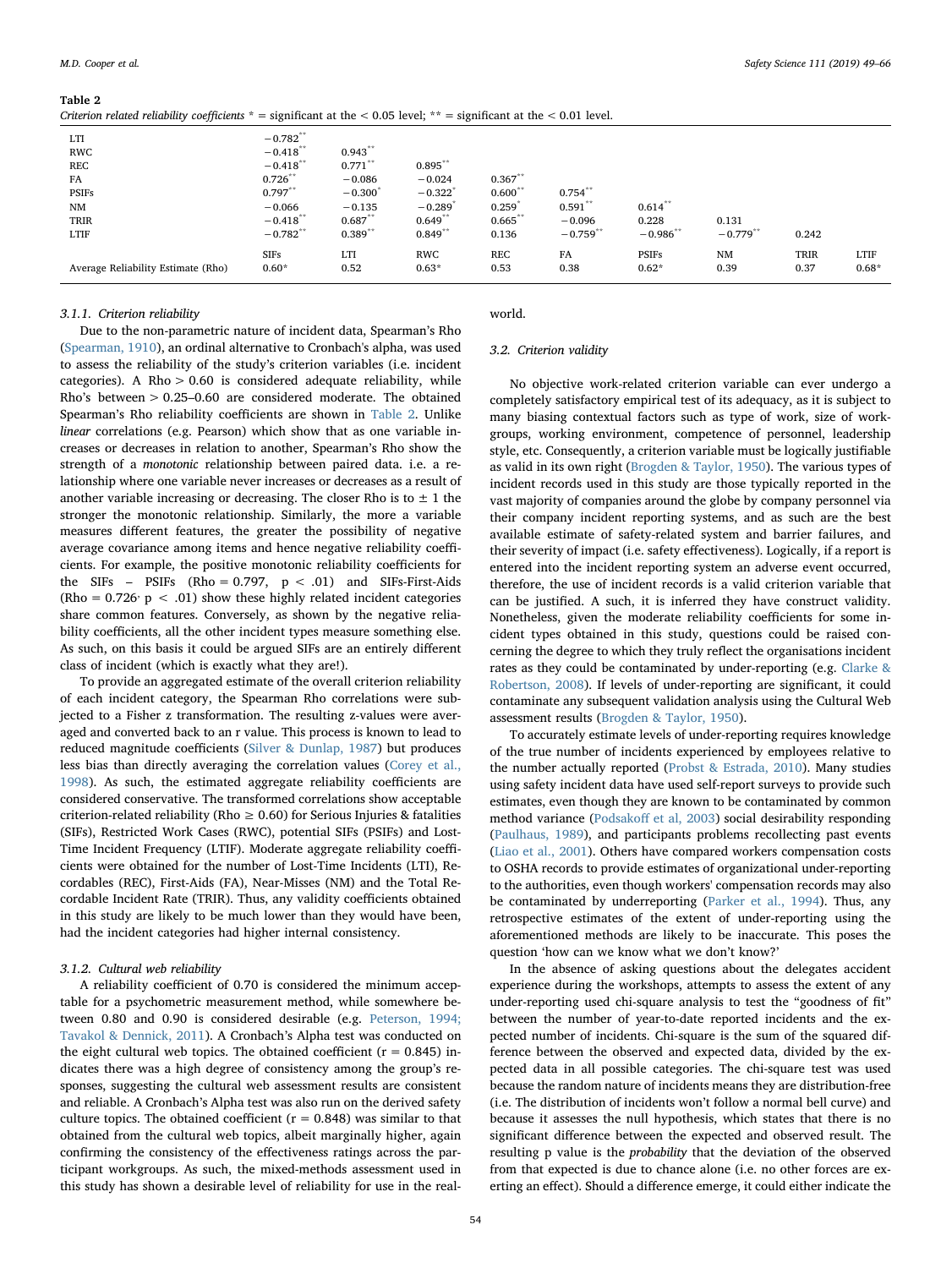| Стаенон тешей тейшийн соётийних                                     | $=$ significant at the $\leq$ 0.05 fever,                                                     |                                                                                     |                                                                                        | $=$ significant at the $\leq 0.01$ lever.                        |                                     |                    |            |             |         |
|---------------------------------------------------------------------|-----------------------------------------------------------------------------------------------|-------------------------------------------------------------------------------------|----------------------------------------------------------------------------------------|------------------------------------------------------------------|-------------------------------------|--------------------|------------|-------------|---------|
| LTI<br>RWC<br>REC<br>FA<br><b>PSIFs</b><br><b>NM</b><br><b>TRIR</b> | $-0.782**$<br>$-0.418**$<br>$-0.418$ **<br>$0.726***$<br>$0.797***$<br>$-0.066$<br>$-0.418**$ | $0.943**$<br>$0.771$ **<br>$-0.086$<br>$-0.300^{\degree}$<br>$-0.135$<br>$0.687$ ** | $0.895$ **<br>$-0.024$<br>$-0.322$ <sup>*</sup><br>$-0.289$ <sup>*</sup><br>$0.649$ ** | $0.367***$<br>$0.600$ <sup>**</sup><br>$0.259^{*}$<br>$0.665$ ** | $0.754$ **<br>$0.591**$<br>$-0.096$ | $0.614**$<br>0.228 | 0.131      |             |         |
| <b>LTIF</b>                                                         | $-0.782**$                                                                                    | $0.389$ <sup>**</sup>                                                               | $0.849**$                                                                              | 0.136                                                            | $-0.759**$                          | $-0.986**$         | $-0.779**$ | 0.242       |         |
|                                                                     | <b>SIFs</b>                                                                                   | LTI                                                                                 | <b>RWC</b>                                                                             | <b>REC</b>                                                       | FA                                  | <b>PSIFs</b>       | <b>NM</b>  | <b>TRIR</b> | LTIF    |
| Average Reliability Estimate (Rho)                                  | $0.60*$                                                                                       | 0.52                                                                                | $0.63*$                                                                                | 0.53                                                             | 0.38                                | $0.62*$            | 0.39       | 0.37        | $0.68*$ |

<span id="page-5-0"></span> $relability coefficients$  \*  $=$  significant at the  $\lt 0.05$  level; \*\*  $=$  significant at the  $\lt 0.01$  level.

#### 3.1.1. Criterion reliability

Due to the non-parametric nature of incident data, Spearman's Rho ([Spearman, 1910\)](#page-17-1), an ordinal alternative to Cronbach's alpha, was used to assess the reliability of the study's criterion variables (i.e. incident categories). A Rho  $> 0.60$  is considered adequate reliability, while Rho's between > 0.25–0.60 are considered moderate. The obtained Spearman's Rho reliability coefficients are shown in [Table 2.](#page-5-0) Unlike linear correlations (e.g. Pearson) which show that as one variable increases or decreases in relation to another, Spearman's Rho show the strength of a monotonic relationship between paired data. i.e. a relationship where one variable never increases or decreases as a result of another variable increasing or decreasing. The closer Rho is to  $\pm$  1 the stronger the monotonic relationship. Similarly, the more a variable measures different features, the greater the possibility of negative average covariance among items and hence negative reliability coefficients. For example, the positive monotonic reliability coefficients for the SIFs – PSIFs (Rho =  $0.797$ ,  $p < .01$ ) and SIFs-First-Aids (Rho =  $0.726$ , p < .01) show these highly related incident categories share common features. Conversely, as shown by the negative reliability coefficients, all the other incident types measure something else. As such, on this basis it could be argued SIFs are an entirely different class of incident (which is exactly what they are!).

To provide an aggregated estimate of the overall criterion reliability of each incident category, the Spearman Rho correlations were subjected to a Fisher z transformation. The resulting z-values were averaged and converted back to an r value. This process is known to lead to reduced magnitude coefficients ([Silver & Dunlap, 1987](#page-17-2)) but produces less bias than directly averaging the correlation values ([Corey et al.,](#page-15-18) [1998\)](#page-15-18). As such, the estimated aggregate reliability coefficients are considered conservative. The transformed correlations show acceptable criterion-related reliability (Rho  $\geq$  0.60) for Serious Injuries & fatalities (SIFs), Restricted Work Cases (RWC), potential SIFs (PSIFs) and Lost-Time Incident Frequency (LTIF). Moderate aggregate reliability coefficients were obtained for the number of Lost-Time Incidents (LTI), Recordables (REC), First-Aids (FA), Near-Misses (NM) and the Total Recordable Incident Rate (TRIR). Thus, any validity coefficients obtained in this study are likely to be much lower than they would have been, had the incident categories had higher internal consistency.

## 3.1.2. Cultural web reliability

A reliability coefficient of 0.70 is considered the minimum acceptable for a psychometric measurement method, while somewhere between 0.80 and 0.90 is considered desirable (e.g. [Peterson, 1994;](#page-16-35) [Tavakol & Dennick, 2011](#page-16-35)). A Cronbach's Alpha test was conducted on the eight cultural web topics. The obtained coefficient ( $r = 0.845$ ) indicates there was a high degree of consistency among the group's responses, suggesting the cultural web assessment results are consistent and reliable. A Cronbach's Alpha test was also run on the derived safety culture topics. The obtained coefficient ( $r = 0.848$ ) was similar to that obtained from the cultural web topics, albeit marginally higher, again confirming the consistency of the effectiveness ratings across the participant workgroups. As such, the mixed-methods assessment used in this study has shown a desirable level of reliability for use in the real-

## world.

## 3.2. Criterion validity

No objective work-related criterion variable can ever undergo a completely satisfactory empirical test of its adequacy, as it is subject to many biasing contextual factors such as type of work, size of workgroups, working environment, competence of personnel, leadership style, etc. Consequently, a criterion variable must be logically justifiable as valid in its own right ([Brogden & Taylor, 1950](#page-15-19)). The various types of incident records used in this study are those typically reported in the vast majority of companies around the globe by company personnel via their company incident reporting systems, and as such are the best available estimate of safety-related system and barrier failures, and their severity of impact (i.e. safety effectiveness). Logically, if a report is entered into the incident reporting system an adverse event occurred, therefore, the use of incident records is a valid criterion variable that can be justified. A such, it is inferred they have construct validity. Nonetheless, given the moderate reliability coefficients for some incident types obtained in this study, questions could be raised concerning the degree to which they truly reflect the organisations incident rates as they could be contaminated by under-reporting (e.g. [Clarke &](#page-15-17) [Robertson, 2008](#page-15-17)). If levels of under-reporting are significant, it could contaminate any subsequent validation analysis using the Cultural Web assessment results [\(Brogden & Taylor, 1950](#page-15-19)).

To accurately estimate levels of under-reporting requires knowledge of the true number of incidents experienced by employees relative to the number actually reported [\(Probst & Estrada, 2010](#page-16-36)). Many studies using safety incident data have used self-report surveys to provide such estimates, even though they are known to be contaminated by common method variance (Podsakoff [et al, 2003\)](#page-16-37) social desirability responding ([Paulhaus, 1989](#page-16-38)), and participants problems recollecting past events ([Liao et al., 2001\)](#page-16-39). Others have compared workers compensation costs to OSHA records to provide estimates of organizational under-reporting to the authorities, even though workers' compensation records may also be contaminated by underreporting [\(Parker et al., 1994\)](#page-16-40). Thus, any retrospective estimates of the extent of under-reporting using the aforementioned methods are likely to be inaccurate. This poses the question 'how can we know what we don't know?'

In the absence of asking questions about the delegates accident experience during the workshops, attempts to assess the extent of any under-reporting used chi-square analysis to test the "goodness of fit" between the number of year-to-date reported incidents and the expected number of incidents. Chi-square is the sum of the squared difference between the observed and expected data, divided by the expected data in all possible categories. The chi-square test was used because the random nature of incidents means they are distribution-free (i.e. The distribution of incidents won't follow a normal bell curve) and because it assesses the null hypothesis, which states that there is no significant difference between the expected and observed result. The resulting p value is the probability that the deviation of the observed from that expected is due to chance alone (i.e. no other forces are exerting an effect). Should a difference emerge, it could either indicate the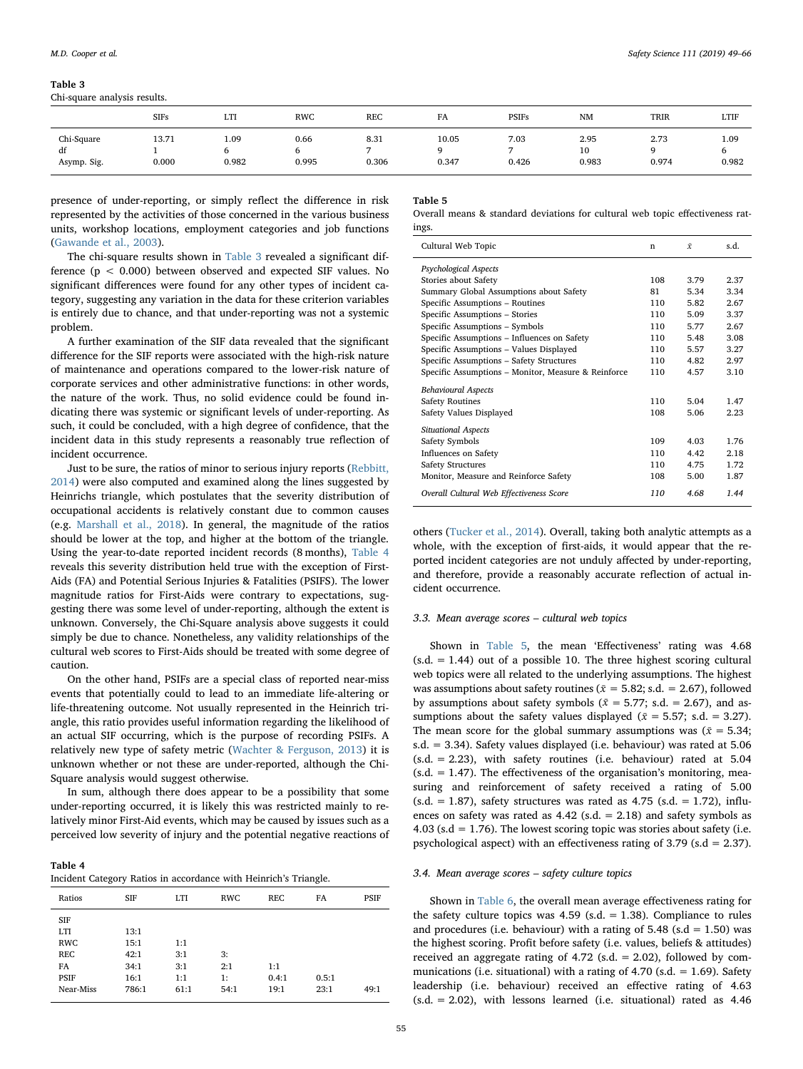<span id="page-6-0"></span>Chi-square analysis results.

| ____<br>____<br>.<br>_______    | ___            |               |               |                    |                |               |                     |               |               |  |
|---------------------------------|----------------|---------------|---------------|--------------------|----------------|---------------|---------------------|---------------|---------------|--|
|                                 | <b>SIFs</b>    | <b>LTI</b>    | <b>RWC</b>    | <b>REC</b>         | FA             | <b>PSIFs</b>  | <b>NM</b>           | <b>TRIR</b>   | LTIF          |  |
| Chi-Square<br>df<br>Asymp. Sig. | 13.71<br>0.000 | 1.09<br>0.982 | 0.66<br>0.995 | 8.31<br>-<br>0.306 | 10.05<br>0.347 | 7.03<br>0.426 | 2.95<br>10<br>0.983 | 2.73<br>0.974 | 1.09<br>0.982 |  |

presence of under-reporting, or simply reflect the difference in risk represented by the activities of those concerned in the various business units, workshop locations, employment categories and job functions ([Gawande et al., 2003\)](#page-16-41).

The chi-square results shown in [Table 3](#page-6-0) revealed a significant difference  $(p < 0.000)$  between observed and expected SIF values. No significant differences were found for any other types of incident category, suggesting any variation in the data for these criterion variables is entirely due to chance, and that under-reporting was not a systemic problem.

A further examination of the SIF data revealed that the significant difference for the SIF reports were associated with the high-risk nature of maintenance and operations compared to the lower-risk nature of corporate services and other administrative functions: in other words, the nature of the work. Thus, no solid evidence could be found indicating there was systemic or significant levels of under-reporting. As such, it could be concluded, with a high degree of confidence, that the incident data in this study represents a reasonably true reflection of incident occurrence.

Just to be sure, the ratios of minor to serious injury reports ([Rebbitt,](#page-16-42) [2014\)](#page-16-42) were also computed and examined along the lines suggested by Heinrichs triangle, which postulates that the severity distribution of occupational accidents is relatively constant due to common causes (e.g. [Marshall et al., 2018\)](#page-16-43). In general, the magnitude of the ratios should be lower at the top, and higher at the bottom of the triangle. Using the year-to-date reported incident records (8 months), [Table 4](#page-6-1) reveals this severity distribution held true with the exception of First-Aids (FA) and Potential Serious Injuries & Fatalities (PSIFS). The lower magnitude ratios for First-Aids were contrary to expectations, suggesting there was some level of under-reporting, although the extent is unknown. Conversely, the Chi-Square analysis above suggests it could simply be due to chance. Nonetheless, any validity relationships of the cultural web scores to First-Aids should be treated with some degree of caution.

On the other hand, PSIFs are a special class of reported near-miss events that potentially could to lead to an immediate life-altering or life-threatening outcome. Not usually represented in the Heinrich triangle, this ratio provides useful information regarding the likelihood of an actual SIF occurring, which is the purpose of recording PSIFs. A relatively new type of safety metric [\(Wachter & Ferguson, 2013\)](#page-17-3) it is unknown whether or not these are under-reported, although the Chi-Square analysis would suggest otherwise.

In sum, although there does appear to be a possibility that some under-reporting occurred, it is likely this was restricted mainly to relatively minor First-Aid events, which may be caused by issues such as a perceived low severity of injury and the potential negative reactions of

#### <span id="page-6-1"></span>Table 4

Incident Category Ratios in accordance with Heinrich's Triangle.

| Ratios      | <b>SIF</b> | LTI  | RWC  | REC   | FA    | PSIF |
|-------------|------------|------|------|-------|-------|------|
| SIF         |            |      |      |       |       |      |
| <b>LTI</b>  | 13:1       |      |      |       |       |      |
| <b>RWC</b>  | 15:1       | 1:1  |      |       |       |      |
| <b>REC</b>  | 42:1       | 3:1  | 3:   |       |       |      |
| FA          | 34:1       | 3:1  | 2:1  | 1:1   |       |      |
| <b>PSIF</b> | 16:1       | 1:1  | 1:   | 0.4:1 | 0.5:1 |      |
| Near-Miss   | 786:1      | 61:1 | 54:1 | 19:1  | 23:1  | 49:1 |

#### <span id="page-6-2"></span>Table 5

Overall means & standard deviations for cultural web topic effectiveness ratings.

| Cultural Web Topic                                  | n   | Ÿ.   | s.d. |
|-----------------------------------------------------|-----|------|------|
| Psychological Aspects                               |     |      |      |
| Stories about Safety                                | 108 | 3.79 | 2.37 |
| Summary Global Assumptions about Safety             | 81  | 5.34 | 3.34 |
| Specific Assumptions - Routines                     | 110 | 5.82 | 2.67 |
| Specific Assumptions - Stories                      | 110 | 5.09 | 3.37 |
| Specific Assumptions - Symbols                      | 110 | 5.77 | 2.67 |
| Specific Assumptions - Influences on Safety         | 110 | 5.48 | 3.08 |
| Specific Assumptions - Values Displayed             | 110 | 5.57 | 3.27 |
| Specific Assumptions - Safety Structures            | 110 | 4.82 | 2.97 |
| Specific Assumptions - Monitor, Measure & Reinforce | 110 | 4.57 | 3.10 |
| <b>Behavioural Aspects</b>                          |     |      |      |
| <b>Safety Routines</b>                              | 110 | 5.04 | 1.47 |
| Safety Values Displayed                             | 108 | 5.06 | 2.23 |
| <b>Situational Aspects</b>                          |     |      |      |
| Safety Symbols                                      | 109 | 4.03 | 1.76 |
| Influences on Safety                                | 110 | 4.42 | 2.18 |
| <b>Safety Structures</b>                            | 110 | 4.75 | 1.72 |
| Monitor, Measure and Reinforce Safety               | 108 | 5.00 | 1.87 |
| Overall Cultural Web Effectiveness Score            | 110 | 4.68 | 1.44 |

others ([Tucker et al., 2014](#page-17-4)). Overall, taking both analytic attempts as a whole, with the exception of first-aids, it would appear that the reported incident categories are not unduly affected by under-reporting, and therefore, provide a reasonably accurate reflection of actual incident occurrence.

#### 3.3. Mean average scores – cultural web topics

Shown in [Table 5](#page-6-2), the mean 'Effectiveness' rating was 4.68  $(s.d. = 1.44)$  out of a possible 10. The three highest scoring cultural web topics were all related to the underlying assumptions. The highest was assumptions about safety routines ( $\bar{x}$  = 5.82; s.d. = 2.67), followed by assumptions about safety symbols ( $\bar{x}$  = 5.77; s.d. = 2.67), and assumptions about the safety values displayed ( $\bar{x}$  = 5.57; s.d. = 3.27). The mean score for the global summary assumptions was ( $\bar{x}$  = 5.34; s.d. = 3.34). Safety values displayed (i.e. behaviour) was rated at 5.06 (s.d. = 2.23), with safety routines (i.e. behaviour) rated at 5.04  $(s.d. = 1.47)$ . The effectiveness of the organisation's monitoring, measuring and reinforcement of safety received a rating of 5.00  $(s.d. = 1.87)$ , safety structures was rated as 4.75  $(s.d. = 1.72)$ , influences on safety was rated as  $4.42$  (s.d. = 2.18) and safety symbols as 4.03 (s.d = 1.76). The lowest scoring topic was stories about safety (i.e. psychological aspect) with an effectiveness rating of 3.79 (s.d =  $2.37$ ).

## 3.4. Mean average scores – safety culture topics

Shown in [Table 6,](#page-7-0) the overall mean average effectiveness rating for the safety culture topics was  $4.59$  (s.d. = 1.38). Compliance to rules and procedures (i.e. behaviour) with a rating of  $5.48$  (s.d = 1.50) was the highest scoring. Profit before safety (i.e. values, beliefs & attitudes) received an aggregate rating of  $4.72$  (s.d. = 2.02), followed by communications (i.e. situational) with a rating of 4.70 (s.d.  $= 1.69$ ). Safety leadership (i.e. behaviour) received an effective rating of 4.63 (s.d. = 2.02), with lessons learned (i.e. situational) rated as 4.46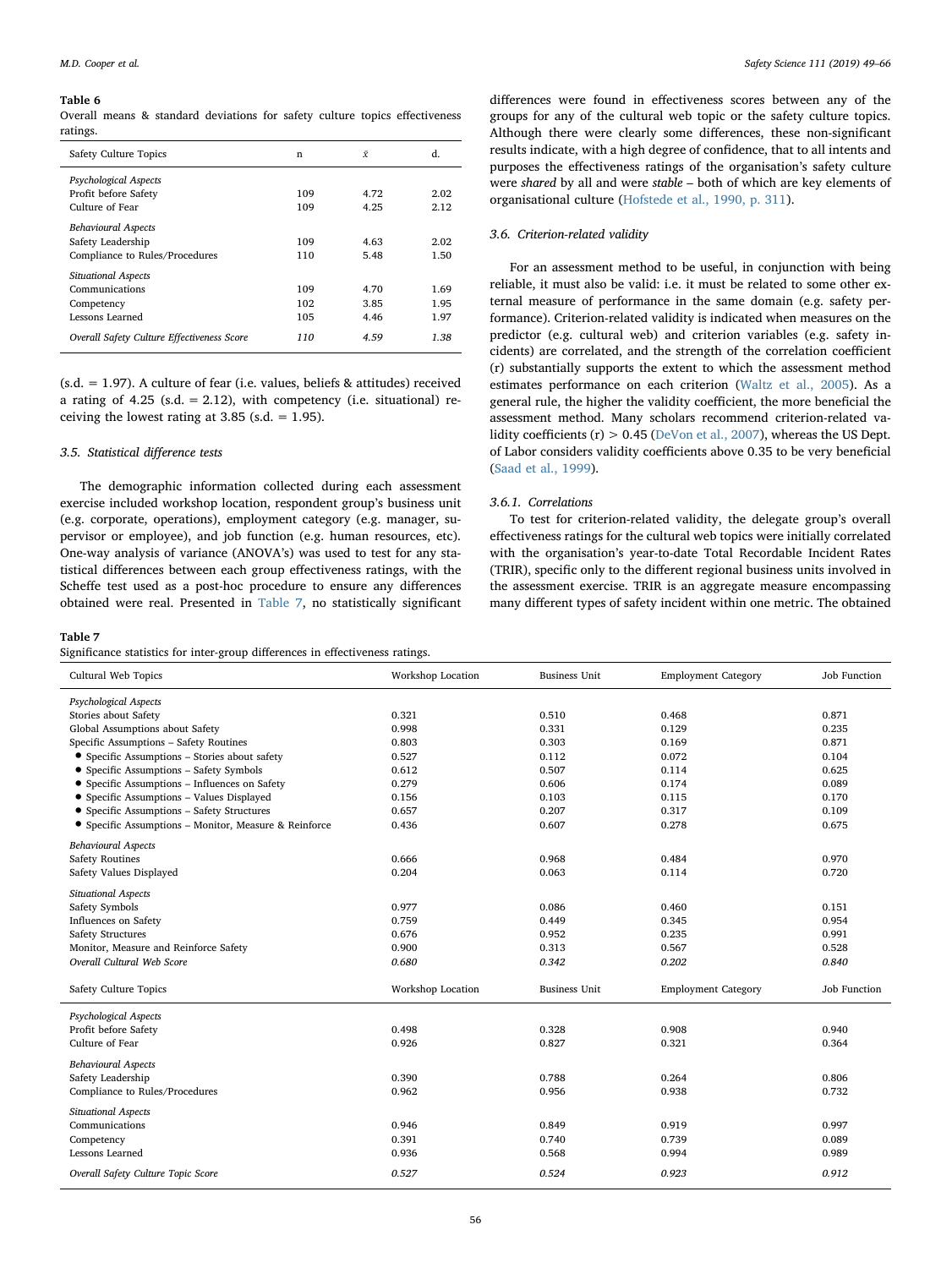<span id="page-7-0"></span>Overall means & standard deviations for safety culture topics effectiveness ratings.

| Safety Culture Topics                      | $\mathbf n$ | $\bar{x}$ | d.   |
|--------------------------------------------|-------------|-----------|------|
| Psychological Aspects                      |             |           |      |
| Profit before Safety                       | 109         | 4.72      | 2.02 |
| Culture of Fear                            | 109         | 4.25      | 2.12 |
| <b>Behavioural Aspects</b>                 |             |           |      |
| Safety Leadership                          | 109         | 4.63      | 2.02 |
| Compliance to Rules/Procedures             | 110         | 5.48      | 1.50 |
| <b>Situational Aspects</b>                 |             |           |      |
| Communications                             | 109         | 4.70      | 1.69 |
| Competency                                 | 102         | 3.85      | 1.95 |
| Lessons Learned                            | 105         | 4.46      | 1.97 |
| Overall Safety Culture Effectiveness Score | 110         | 4.59      | 1.38 |
|                                            |             |           |      |

(s.d. = 1.97). A culture of fear (i.e. values, beliefs & attitudes) received a rating of  $4.25$  (s.d. = 2.12), with competency (i.e. situational) receiving the lowest rating at 3.85 (s.d.  $= 1.95$ ).

#### 3.5. Statistical difference tests

The demographic information collected during each assessment exercise included workshop location, respondent group's business unit (e.g. corporate, operations), employment category (e.g. manager, supervisor or employee), and job function (e.g. human resources, etc). One-way analysis of variance (ANOVA's) was used to test for any statistical differences between each group effectiveness ratings, with the Scheffe test used as a post-hoc procedure to ensure any differences obtained were real. Presented in [Table 7](#page-7-1), no statistically significant

#### <span id="page-7-1"></span>Table 7

Significance statistics for inter-group differences in effectiveness ratings.

differences were found in effectiveness scores between any of the groups for any of the cultural web topic or the safety culture topics. Although there were clearly some differences, these non-significant results indicate, with a high degree of confidence, that to all intents and purposes the effectiveness ratings of the organisation's safety culture were shared by all and were stable – both of which are key elements of organisational culture [\(Hofstede et al., 1990, p. 311](#page-16-44)).

## 3.6. Criterion-related validity

For an assessment method to be useful, in conjunction with being reliable, it must also be valid: i.e. it must be related to some other external measure of performance in the same domain (e.g. safety performance). Criterion-related validity is indicated when measures on the predictor (e.g. cultural web) and criterion variables (e.g. safety incidents) are correlated, and the strength of the correlation coefficient (r) substantially supports the extent to which the assessment method estimates performance on each criterion [\(Waltz et al., 2005](#page-17-5)). As a general rule, the higher the validity coefficient, the more beneficial the assessment method. Many scholars recommend criterion-related validity coefficients  $(r) > 0.45$  [\(DeVon et al., 2007](#page-16-45)), whereas the US Dept. of Labor considers validity coefficients above 0.35 to be very beneficial ([Saad et al., 1999\)](#page-16-46).

## 3.6.1. Correlations

To test for criterion-related validity, the delegate group's overall effectiveness ratings for the cultural web topics were initially correlated with the organisation's year-to-date Total Recordable Incident Rates (TRIR), specific only to the different regional business units involved in the assessment exercise. TRIR is an aggregate measure encompassing many different types of safety incident within one metric. The obtained

| Cultural Web Topics                                   | Workshop Location | <b>Business Unit</b> | <b>Employment Category</b> | Job Function |
|-------------------------------------------------------|-------------------|----------------------|----------------------------|--------------|
| Psychological Aspects                                 |                   |                      |                            |              |
| Stories about Safety                                  | 0.321             | 0.510                | 0.468                      | 0.871        |
| Global Assumptions about Safety                       | 0.998             | 0.331                | 0.129                      | 0.235        |
| Specific Assumptions - Safety Routines                | 0.803             | 0.303                | 0.169                      | 0.871        |
| • Specific Assumptions - Stories about safety         | 0.527             | 0.112                | 0.072                      | 0.104        |
| • Specific Assumptions - Safety Symbols               | 0.612             | 0.507                | 0.114                      | 0.625        |
| • Specific Assumptions - Influences on Safety         | 0.279             | 0.606                | 0.174                      | 0.089        |
| • Specific Assumptions - Values Displayed             | 0.156             | 0.103                | 0.115                      | 0.170        |
| • Specific Assumptions - Safety Structures            | 0.657             | 0.207                | 0.317                      | 0.109        |
| • Specific Assumptions - Monitor, Measure & Reinforce | 0.436             | 0.607                | 0.278                      | 0.675        |
| <b>Behavioural Aspects</b>                            |                   |                      |                            |              |
| <b>Safety Routines</b>                                | 0.666             | 0.968                | 0.484                      | 0.970        |
| Safety Values Displayed                               | 0.204             | 0.063                | 0.114                      | 0.720        |
| Situational Aspects                                   |                   |                      |                            |              |
| Safety Symbols                                        | 0.977             | 0.086                | 0.460                      | 0.151        |
| Influences on Safety                                  | 0.759             | 0.449                | 0.345                      | 0.954        |
| <b>Safety Structures</b>                              | 0.676             | 0.952                | 0.235                      | 0.991        |
| Monitor, Measure and Reinforce Safety                 | 0.900             | 0.313                | 0.567                      | 0.528        |
| Overall Cultural Web Score                            | 0.680             | 0.342                | 0.202                      | 0.840        |
| Safety Culture Topics                                 | Workshop Location | <b>Business Unit</b> | <b>Employment Category</b> | Job Function |
| Psychological Aspects                                 |                   |                      |                            |              |
| Profit before Safety                                  | 0.498             | 0.328                | 0.908                      | 0.940        |
| Culture of Fear                                       | 0.926             | 0.827                | 0.321                      | 0.364        |
| <b>Behavioural Aspects</b>                            |                   |                      |                            |              |
| Safety Leadership                                     | 0.390             | 0.788                | 0.264                      | 0.806        |
| Compliance to Rules/Procedures                        | 0.962             | 0.956                | 0.938                      | 0.732        |
| <b>Situational Aspects</b>                            |                   |                      |                            |              |
| Communications                                        | 0.946             | 0.849                | 0.919                      | 0.997        |
| Competency                                            | 0.391             | 0.740                | 0.739                      | 0.089        |
| Lessons Learned                                       | 0.936             | 0.568                | 0.994                      | 0.989        |
| Overall Safety Culture Topic Score                    | 0.527             | 0.524                | 0.923                      | 0.912        |
|                                                       |                   |                      |                            |              |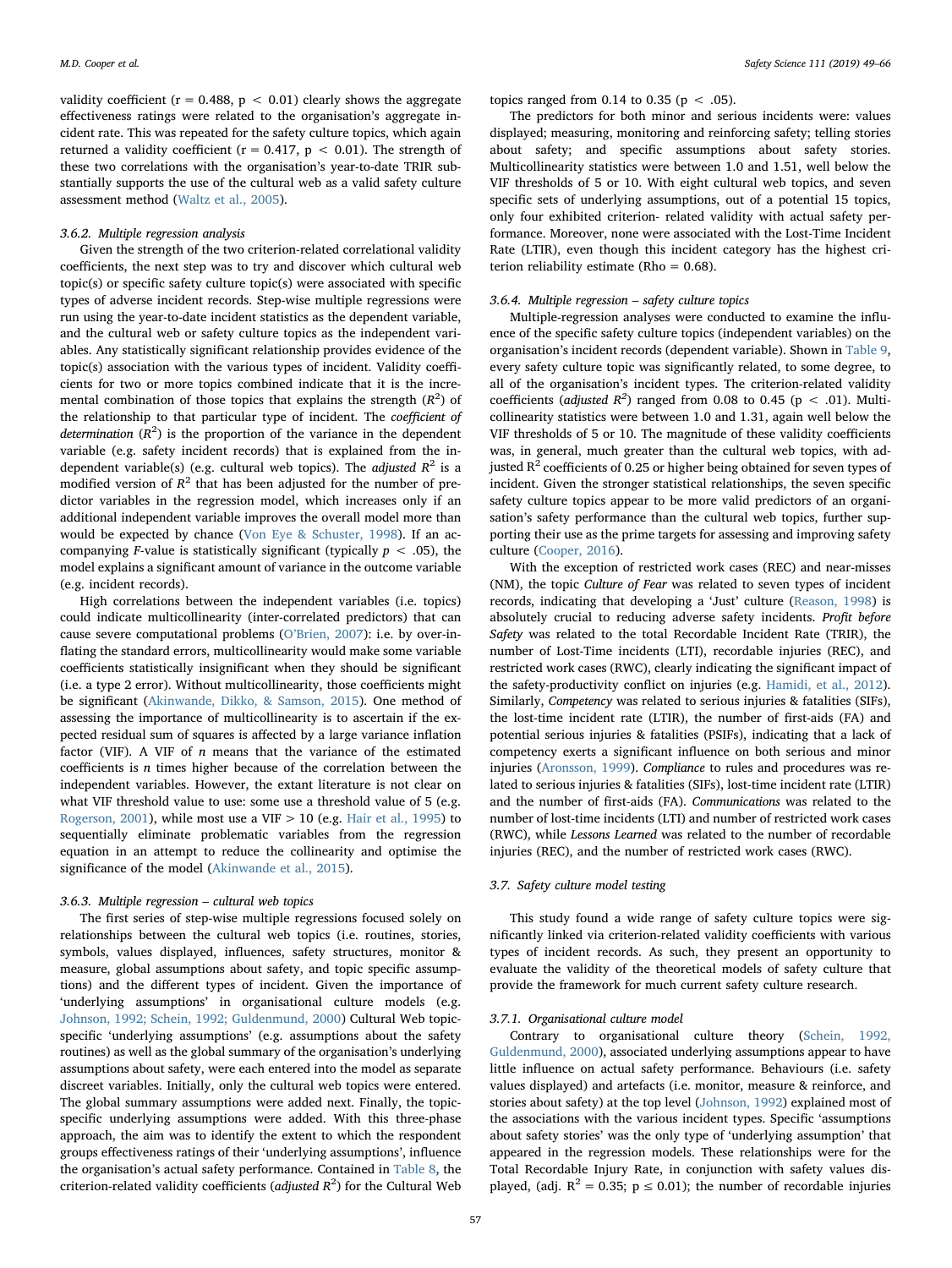validity coefficient ( $r = 0.488$ ,  $p < 0.01$ ) clearly shows the aggregate effectiveness ratings were related to the organisation's aggregate incident rate. This was repeated for the safety culture topics, which again returned a validity coefficient ( $r = 0.417$ ,  $p < 0.01$ ). The strength of these two correlations with the organisation's year-to-date TRIR substantially supports the use of the cultural web as a valid safety culture assessment method [\(Waltz et al., 2005\)](#page-17-5).

# 3.6.2. Multiple regression analysis

Given the strength of the two criterion-related correlational validity coefficients, the next step was to try and discover which cultural web topic(s) or specific safety culture topic(s) were associated with specific types of adverse incident records. Step-wise multiple regressions were run using the year-to-date incident statistics as the dependent variable, and the cultural web or safety culture topics as the independent variables. Any statistically significant relationship provides evidence of the topic(s) association with the various types of incident. Validity coefficients for two or more topics combined indicate that it is the incremental combination of those topics that explains the strength  $(R^2)$  of the relationship to that particular type of incident. The coefficient of determination  $(R^2)$  is the proportion of the variance in the dependent variable (e.g. safety incident records) that is explained from the independent variable(s) (e.g. cultural web topics). The *adjusted*  $R^2$  is a modified version of  $R^2$  that has been adjusted for the number of predictor variables in the regression model, which increases only if an additional independent variable improves the overall model more than would be expected by chance ([Von Eye & Schuster, 1998\)](#page-17-6). If an accompanying *F*-value is statistically significant (typically  $p < .05$ ), the model explains a significant amount of variance in the outcome variable (e.g. incident records).

High correlations between the independent variables (i.e. topics) could indicate multicollinearity (inter-correlated predictors) that can cause severe computational problems (O'[Brien, 2007](#page-16-47)): i.e. by over-inflating the standard errors, multicollinearity would make some variable coefficients statistically insignificant when they should be significant (i.e. a type 2 error). Without multicollinearity, those coefficients might be significant ([Akinwande, Dikko, & Samson, 2015\)](#page-15-20). One method of assessing the importance of multicollinearity is to ascertain if the expected residual sum of squares is affected by a large variance inflation factor (VIF). A VIF of  $n$  means that the variance of the estimated coefficients is  $n$  times higher because of the correlation between the independent variables. However, the extant literature is not clear on what VIF threshold value to use: some use a threshold value of 5 (e.g. [Rogerson, 2001](#page-16-48)), while most use a VIF > 10 (e.g. [Hair et al., 1995\)](#page-16-49) to sequentially eliminate problematic variables from the regression equation in an attempt to reduce the collinearity and optimise the significance of the model ([Akinwande et al., 2015](#page-15-20)).

#### 3.6.3. Multiple regression – cultural web topics

The first series of step-wise multiple regressions focused solely on relationships between the cultural web topics (i.e. routines, stories, symbols, values displayed, influences, safety structures, monitor & measure, global assumptions about safety, and topic specific assumptions) and the different types of incident. Given the importance of 'underlying assumptions' in organisational culture models (e.g. [Johnson, 1992; Schein, 1992; Guldenmund, 2000\)](#page-16-13) Cultural Web topicspecific 'underlying assumptions' (e.g. assumptions about the safety routines) as well as the global summary of the organisation's underlying assumptions about safety, were each entered into the model as separate discreet variables. Initially, only the cultural web topics were entered. The global summary assumptions were added next. Finally, the topicspecific underlying assumptions were added. With this three-phase approach, the aim was to identify the extent to which the respondent groups effectiveness ratings of their 'underlying assumptions', influence the organisation's actual safety performance. Contained in [Table 8,](#page-9-0) the criterion-related validity coefficients (adjusted  $R^2$ ) for the Cultural Web

topics ranged from 0.14 to 0.35 ( $p < .05$ ).

The predictors for both minor and serious incidents were: values displayed; measuring, monitoring and reinforcing safety; telling stories about safety; and specific assumptions about safety stories. Multicollinearity statistics were between 1.0 and 1.51, well below the VIF thresholds of 5 or 10. With eight cultural web topics, and seven specific sets of underlying assumptions, out of a potential 15 topics, only four exhibited criterion- related validity with actual safety performance. Moreover, none were associated with the Lost-Time Incident Rate (LTIR), even though this incident category has the highest criterion reliability estimate (Rho =  $0.68$ ).

# 3.6.4. Multiple regression – safety culture topics

Multiple-regression analyses were conducted to examine the influence of the specific safety culture topics (independent variables) on the organisation's incident records (dependent variable). Shown in [Table 9](#page-9-1), every safety culture topic was significantly related, to some degree, to all of the organisation's incident types. The criterion-related validity coefficients (adjusted  $R^2$ ) ranged from 0.08 to 0.45 (p < .01). Multicollinearity statistics were between 1.0 and 1.31, again well below the VIF thresholds of 5 or 10. The magnitude of these validity coefficients was, in general, much greater than the cultural web topics, with adjusted  $R^2$  coefficients of 0.25 or higher being obtained for seven types of incident. Given the stronger statistical relationships, the seven specific safety culture topics appear to be more valid predictors of an organisation's safety performance than the cultural web topics, further supporting their use as the prime targets for assessing and improving safety culture [\(Cooper, 2016](#page-15-12)).

With the exception of restricted work cases (REC) and near-misses (NM), the topic Culture of Fear was related to seven types of incident records, indicating that developing a 'Just' culture ([Reason, 1998\)](#page-16-10) is absolutely crucial to reducing adverse safety incidents. Profit before Safety was related to the total Recordable Incident Rate (TRIR), the number of Lost-Time incidents (LTI), recordable injuries (REC), and restricted work cases (RWC), clearly indicating the significant impact of the safety-productivity conflict on injuries (e.g. [Hamidi, et al., 2012](#page-16-50)). Similarly, Competency was related to serious injuries & fatalities (SIFs), the lost-time incident rate (LTIR), the number of first-aids (FA) and potential serious injuries & fatalities (PSIFs), indicating that a lack of competency exerts a significant influence on both serious and minor injuries ([Aronsson, 1999\)](#page-15-21). Compliance to rules and procedures was related to serious injuries & fatalities (SIFs), lost-time incident rate (LTIR) and the number of first-aids (FA). Communications was related to the number of lost-time incidents (LTI) and number of restricted work cases (RWC), while Lessons Learned was related to the number of recordable injuries (REC), and the number of restricted work cases (RWC).

## 3.7. Safety culture model testing

This study found a wide range of safety culture topics were significantly linked via criterion-related validity coefficients with various types of incident records. As such, they present an opportunity to evaluate the validity of the theoretical models of safety culture that provide the framework for much current safety culture research.

## 3.7.1. Organisational culture model

Contrary to organisational culture theory ([Schein, 1992,](#page-16-5) [Guldenmund, 2000\)](#page-16-5), associated underlying assumptions appear to have little influence on actual safety performance. Behaviours (i.e. safety values displayed) and artefacts (i.e. monitor, measure & reinforce, and stories about safety) at the top level [\(Johnson, 1992\)](#page-16-13) explained most of the associations with the various incident types. Specific 'assumptions about safety stories' was the only type of 'underlying assumption' that appeared in the regression models. These relationships were for the Total Recordable Injury Rate, in conjunction with safety values displayed, (adj.  $R^2 = 0.35$ ;  $p \le 0.01$ ); the number of recordable injuries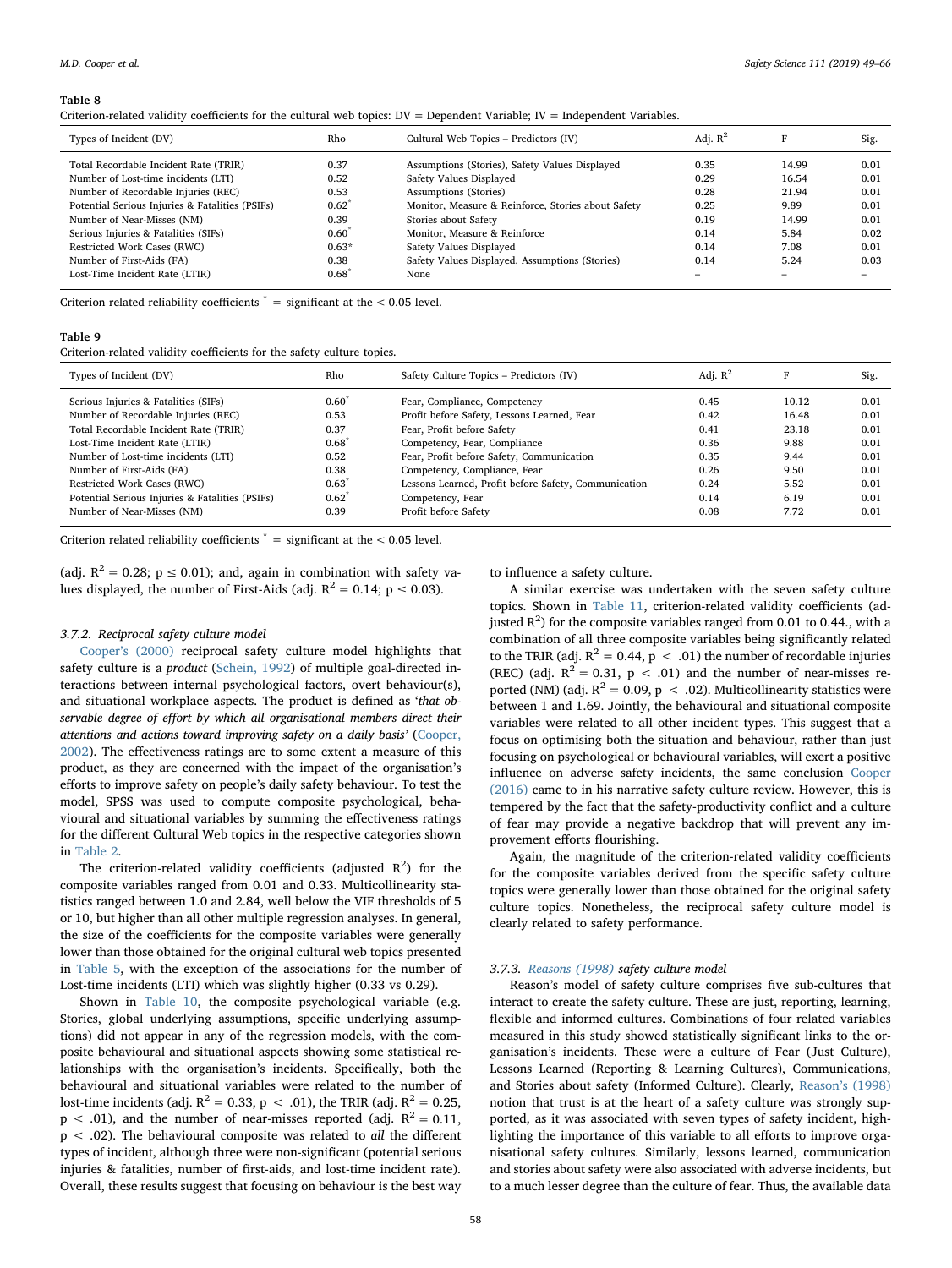<span id="page-9-0"></span>Criterion-related validity coefficients for the cultural web topics: DV = Dependent Variable; IV = Independent Variables.

| Types of Incident (DV)                          | Rho              | Cultural Web Topics - Predictors (IV)              | Adi. $R^2$ |       | Sig. |
|-------------------------------------------------|------------------|----------------------------------------------------|------------|-------|------|
| Total Recordable Incident Rate (TRIR)           | 0.37             | Assumptions (Stories), Safety Values Displayed     | 0.35       | 14.99 | 0.01 |
| Number of Lost-time incidents (LTI)             | 0.52             | Safety Values Displayed                            | 0.29       | 16.54 | 0.01 |
| Number of Recordable Injuries (REC)             | 0.53             | Assumptions (Stories)                              | 0.28       | 21.94 | 0.01 |
| Potential Serious Injuries & Fatalities (PSIFs) | $0.62^{^{*}}$    | Monitor, Measure & Reinforce, Stories about Safety | 0.25       | 9.89  | 0.01 |
| Number of Near-Misses (NM)                      | 0.39             | Stories about Safety                               | 0.19       | 14.99 | 0.01 |
| Serious Injuries & Fatalities (SIFs)            | $0.60^{\degree}$ | Monitor, Measure & Reinforce                       | 0.14       | 5.84  | 0.02 |
| Restricted Work Cases (RWC)                     | $0.63*$          | Safety Values Displayed                            | 0.14       | 7.08  | 0.01 |
| Number of First-Aids (FA)                       | 0.38             | Safety Values Displayed, Assumptions (Stories)     | 0.14       | 5.24  | 0.03 |
| Lost-Time Incident Rate (LTIR)                  | $0.68^{\circ}$   | None                                               |            |       |      |

Criterion related reliability coefficients  $* =$  significant at the  $< 0.05$  level.

#### <span id="page-9-1"></span>Table 9

Criterion-related validity coefficients for the safety culture topics.

| Types of Incident (DV)                          | Rho              | Safety Culture Topics - Predictors (IV)              | Adj. $R^2$ |       | Sig. |
|-------------------------------------------------|------------------|------------------------------------------------------|------------|-------|------|
| Serious Injuries & Fatalities (SIFs)            | $0.60^*$         | Fear, Compliance, Competency                         | 0.45       | 10.12 | 0.01 |
| Number of Recordable Injuries (REC)             | 0.53             | Profit before Safety, Lessons Learned, Fear          | 0.42       | 16.48 | 0.01 |
| Total Recordable Incident Rate (TRIR)           | 0.37             | Fear, Profit before Safety                           | 0.41       | 23.18 | 0.01 |
| Lost-Time Incident Rate (LTIR)                  | $0.68^{\degree}$ | Competency, Fear, Compliance                         | 0.36       | 9.88  | 0.01 |
| Number of Lost-time incidents (LTI)             | 0.52             | Fear, Profit before Safety, Communication            | 0.35       | 9.44  | 0.01 |
| Number of First-Aids (FA)                       | 0.38             | Competency, Compliance, Fear                         | 0.26       | 9.50  | 0.01 |
| Restricted Work Cases (RWC)                     | $0.63^{\circ}$   | Lessons Learned, Profit before Safety, Communication | 0.24       | 5.52  | 0.01 |
| Potential Serious Injuries & Fatalities (PSIFs) | $0.62^*$         | Competency, Fear                                     | 0.14       | 6.19  | 0.01 |
| Number of Near-Misses (NM)                      | 0.39             | Profit before Safety                                 | 0.08       | 7.72  | 0.01 |
|                                                 |                  |                                                      |            |       |      |

Criterion related reliability coefficients  $* =$  significant at the  $< 0.05$  level.

(adj.  $R^2 = 0.28$ ;  $p \le 0.01$ ); and, again in combination with safety values displayed, the number of First-Aids (adj.  $R^2 = 0.14$ ;  $p \le 0.03$ ).

## 3.7.2. Reciprocal safety culture model

Cooper'[s \(2000\)](#page-15-2) reciprocal safety culture model highlights that safety culture is a product [\(Schein, 1992\)](#page-16-5) of multiple goal-directed interactions between internal psychological factors, overt behaviour(s), and situational workplace aspects. The product is defined as 'that observable degree of effort by which all organisational members direct their attentions and actions toward improving safety on a daily basis' [\(Cooper,](#page-15-16) [2002\)](#page-15-16). The effectiveness ratings are to some extent a measure of this product, as they are concerned with the impact of the organisation's efforts to improve safety on people's daily safety behaviour. To test the model, SPSS was used to compute composite psychological, behavioural and situational variables by summing the effectiveness ratings for the different Cultural Web topics in the respective categories shown in [Table 2.](#page-5-0)

The criterion-related validity coefficients (adjusted  $R^2$ ) for the composite variables ranged from 0.01 and 0.33. Multicollinearity statistics ranged between 1.0 and 2.84, well below the VIF thresholds of 5 or 10, but higher than all other multiple regression analyses. In general, the size of the coefficients for the composite variables were generally lower than those obtained for the original cultural web topics presented in [Table 5](#page-6-2), with the exception of the associations for the number of Lost-time incidents (LTI) which was slightly higher (0.33 vs 0.29).

Shown in [Table 10,](#page-10-0) the composite psychological variable (e.g. Stories, global underlying assumptions, specific underlying assumptions) did not appear in any of the regression models, with the composite behavioural and situational aspects showing some statistical relationships with the organisation's incidents. Specifically, both the behavioural and situational variables were related to the number of lost-time incidents (adj.  $R^2 = 0.33$ , p < .01), the TRIR (adj.  $R^2 = 0.25$ ,  $p < .01$ ), and the number of near-misses reported (adj.  $R^2 = 0.11$ ,  $p < .02$ ). The behavioural composite was related to all the different types of incident, although three were non-significant (potential serious injuries & fatalities, number of first-aids, and lost-time incident rate). Overall, these results suggest that focusing on behaviour is the best way

to influence a safety culture.

A similar exercise was undertaken with the seven safety culture topics. Shown in [Table 11,](#page-10-1) criterion-related validity coefficients (adjusted  $R^2$ ) for the composite variables ranged from 0.01 to 0.44., with a combination of all three composite variables being significantly related to the TRIR (adj.  $R^2 = 0.44$ ,  $p < .01$ ) the number of recordable injuries (REC) (adj.  $R^2 = 0.31$ ,  $p < .01$ ) and the number of near-misses reported (NM) (adj.  $R^2 = 0.09$ , p < .02). Multicollinearity statistics were between 1 and 1.69. Jointly, the behavioural and situational composite variables were related to all other incident types. This suggest that a focus on optimising both the situation and behaviour, rather than just focusing on psychological or behavioural variables, will exert a positive influence on adverse safety incidents, the same conclusion [Cooper](#page-15-12) [\(2016\)](#page-15-12) came to in his narrative safety culture review. However, this is tempered by the fact that the safety-productivity conflict and a culture of fear may provide a negative backdrop that will prevent any improvement efforts flourishing.

Again, the magnitude of the criterion-related validity coefficients for the composite variables derived from the specific safety culture topics were generally lower than those obtained for the original safety culture topics. Nonetheless, the reciprocal safety culture model is clearly related to safety performance.

#### 3.7.3. [Reasons \(1998\)](#page-16-10) safety culture model

Reason's model of safety culture comprises five sub-cultures that interact to create the safety culture. These are just, reporting, learning, flexible and informed cultures. Combinations of four related variables measured in this study showed statistically significant links to the organisation's incidents. These were a culture of Fear (Just Culture), Lessons Learned (Reporting & Learning Cultures), Communications, and Stories about safety (Informed Culture). Clearly, Reason'[s \(1998\)](#page-16-10) notion that trust is at the heart of a safety culture was strongly supported, as it was associated with seven types of safety incident, highlighting the importance of this variable to all efforts to improve organisational safety cultures. Similarly, lessons learned, communication and stories about safety were also associated with adverse incidents, but to a much lesser degree than the culture of fear. Thus, the available data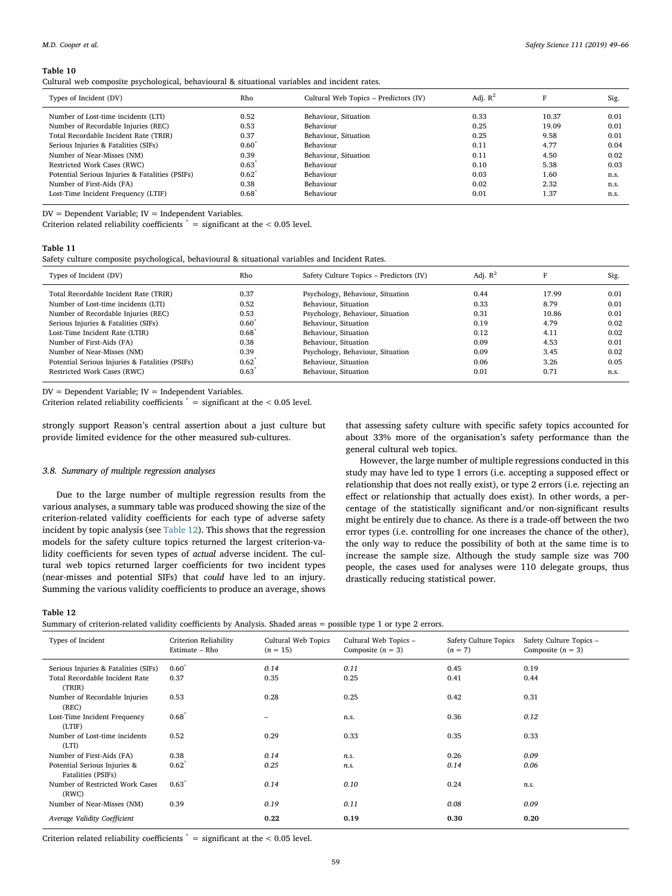<span id="page-10-0"></span>Cultural web composite psychological, behavioural & situational variables and incident rates.

| Types of Incident (DV)                          | Rho              | Cultural Web Topics - Predictors (IV) | Adj. $R^2$ | П     | Sig. |
|-------------------------------------------------|------------------|---------------------------------------|------------|-------|------|
| Number of Lost-time incidents (LTI)             | 0.52             | Behaviour, Situation                  | 0.33       | 10.37 | 0.01 |
| Number of Recordable Injuries (REC)             | 0.53             | Behaviour                             | 0.25       | 19.09 | 0.01 |
| Total Recordable Incident Rate (TRIR)           | 0.37             | Behaviour, Situation                  | 0.25       | 9.58  | 0.01 |
| Serious Injuries & Fatalities (SIFs)            | $0.60^{\circ}$   | Behaviour                             | 0.11       | 4.77  | 0.04 |
| Number of Near-Misses (NM)                      | 0.39             | Behaviour, Situation                  | 0.11       | 4.50  | 0.02 |
| Restricted Work Cases (RWC)                     | $0.63^{\circ}$   | Behaviour                             | 0.10       | 5.38  | 0.03 |
| Potential Serious Injuries & Fatalities (PSIFs) | $0.62^*$         | Behaviour                             | 0.03       | 1.60  | n.s. |
| Number of First-Aids (FA)                       | 0.38             | Behaviour                             | 0.02       | 2.32  | n.s. |
| Lost-Time Incident Frequency (LTIF)             | $0.68^{\degree}$ | Behaviour                             | 0.01       | 1.37  | n.s. |
|                                                 |                  |                                       |            |       |      |

 $DV = Dependent Variable$ ;  $IV = Independent Variable$ .

Criterion related reliability coefficients  $* =$  significant at the  $< 0.05$  level.

# <span id="page-10-1"></span>Table 11

Safety culture composite psychological, behavioural & situational variables and Incident Rates.

| Types of Incident (DV)                          | Rho              | Safety Culture Topics – Predictors (IV) | Adi. $R^2$ |       | Sig. |
|-------------------------------------------------|------------------|-----------------------------------------|------------|-------|------|
| Total Recordable Incident Rate (TRIR)           | 0.37             | Psychology, Behaviour, Situation        | 0.44       | 17.99 | 0.01 |
| Number of Lost-time incidents (LTI)             | 0.52             | Behaviour, Situation                    | 0.33       | 8.79  | 0.01 |
| Number of Recordable Injuries (REC)             | 0.53             | Psychology, Behaviour, Situation        | 0.31       | 10.86 | 0.01 |
| Serious Injuries & Fatalities (SIFs)            | $0.60^{\degree}$ | Behaviour, Situation                    | 0.19       | 4.79  | 0.02 |
| Lost-Time Incident Rate (LTIR)                  | 0.68             | Behaviour, Situation                    | 0.12       | 4.11  | 0.02 |
| Number of First-Aids (FA)                       | 0.38             | Behaviour, Situation                    | 0.09       | 4.53  | 0.01 |
| Number of Near-Misses (NM)                      | 0.39             | Psychology, Behaviour, Situation        | 0.09       | 3.45  | 0.02 |
| Potential Serious Injuries & Fatalities (PSIFs) | 0.62             | Behaviour, Situation                    | 0.06       | 3.26  | 0.05 |
| Restricted Work Cases (RWC)                     | 0.63             | Behaviour, Situation                    | 0.01       | 0.71  | n.s. |

 $DV = Dependent Variable$ ;  $IV = Independent Variable$ .

Criterion related reliability coefficients  $* =$  significant at the < 0.05 level.

strongly support Reason's central assertion about a just culture but provide limited evidence for the other measured sub-cultures.

## 3.8. Summary of multiple regression analyses

Due to the large number of multiple regression results from the various analyses, a summary table was produced showing the size of the criterion-related validity coefficients for each type of adverse safety incident by topic analysis (see [Table 12\)](#page-10-2). This shows that the regression models for the safety culture topics returned the largest criterion-validity coefficients for seven types of actual adverse incident. The cultural web topics returned larger coefficients for two incident types (near-misses and potential SIFs) that could have led to an injury. Summing the various validity coefficients to produce an average, shows

# <span id="page-10-2"></span>Table 12

Summary of criterion-related validity coefficients by Analysis. Shaded areas = possible type 1 or type 2 errors.

| Types of Incident                                  | Criterion Reliability<br>Estimate - Rho | Cultural Web Topics<br>$(n = 15)$ | Cultural Web Topics -<br>Composite $(n = 3)$ | <b>Safety Culture Topics</b><br>$(n = 7)$ | Safety Culture Topics -<br>Composite $(n = 3)$ |
|----------------------------------------------------|-----------------------------------------|-----------------------------------|----------------------------------------------|-------------------------------------------|------------------------------------------------|
| Serious Injuries & Fatalities (SIFs)               | $0.60^*$                                | 0.14                              | 0.11                                         | 0.45                                      | 0.19                                           |
| Total Recordable Incident Rate<br>(TRIR)           | 0.37                                    | 0.35                              | 0.25                                         | 0.41                                      | 0.44                                           |
| Number of Recordable Injuries<br>(REC)             | 0.53                                    | 0.28                              | 0.25                                         | 0.42                                      | 0.31                                           |
| Lost-Time Incident Frequency<br>(LTIF)             | 0.68                                    | $\qquad \qquad$                   | n.s.                                         | 0.36                                      | 0.12                                           |
| Number of Lost-time incidents<br>(LTI)             | 0.52                                    | 0.29                              | 0.33                                         | 0.35                                      | 0.33                                           |
| Number of First-Aids (FA)                          | 0.38                                    | 0.14                              | n.s.                                         | 0.26                                      | 0.09                                           |
| Potential Serious Injuries &<br>Fatalities (PSIFs) | 0.62                                    | 0.25                              | n.s.                                         | 0.14                                      | 0.06                                           |
| Number of Restricted Work Cases<br>(RWC)           | 0.63                                    | 0.14                              | 0.10                                         | 0.24                                      | n.s.                                           |
| Number of Near-Misses (NM)                         | 0.39                                    | 0.19                              | 0.11                                         | 0.08                                      | 0.09                                           |
| Average Validity Coefficient                       |                                         | 0.22                              | 0.19                                         | 0.30                                      | 0.20                                           |

Criterion related reliability coefficients  $* =$  significant at the  $< 0.05$  level.

that assessing safety culture with specific safety topics accounted for about 33% more of the organisation's safety performance than the general cultural web topics.

However, the large number of multiple regressions conducted in this study may have led to type 1 errors (i.e. accepting a supposed effect or relationship that does not really exist), or type 2 errors (i.e. rejecting an effect or relationship that actually does exist). In other words, a percentage of the statistically significant and/or non-significant results might be entirely due to chance. As there is a trade-off between the two error types (i.e. controlling for one increases the chance of the other), the only way to reduce the possibility of both at the same time is to increase the sample size. Although the study sample size was 700 people, the cases used for analyses were 110 delegate groups, thus drastically reducing statistical power.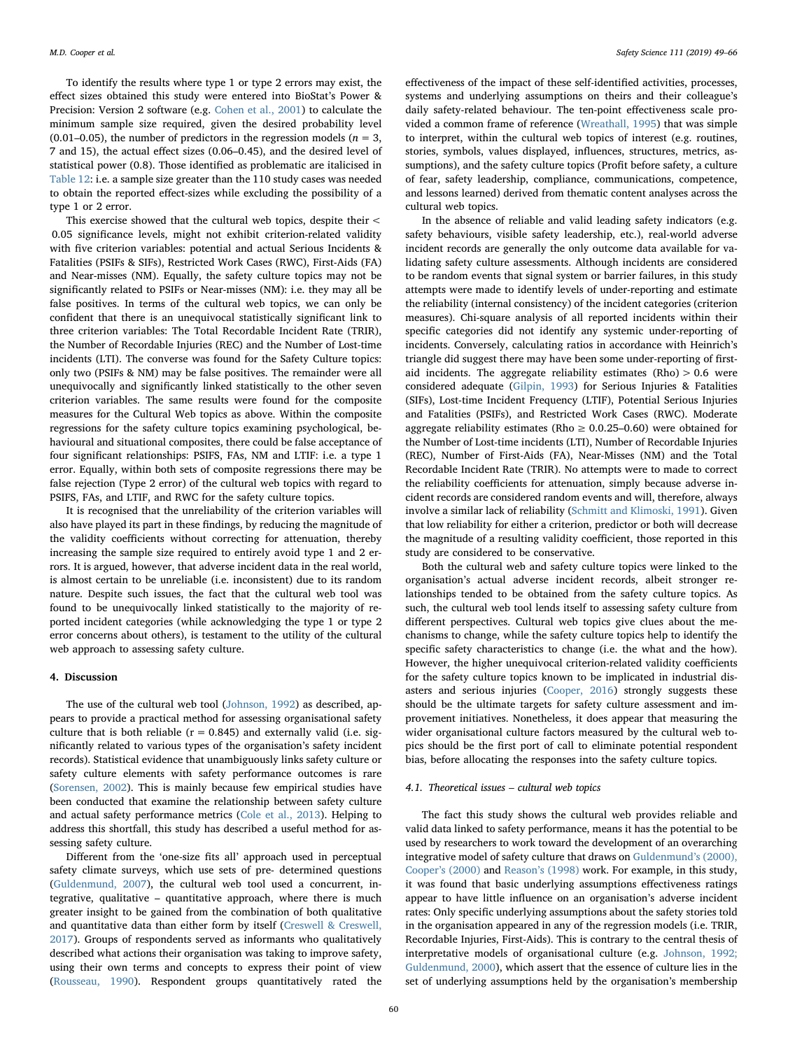To identify the results where type 1 or type 2 errors may exist, the effect sizes obtained this study were entered into BioStat's Power & Precision: Version 2 software (e.g. [Cohen et al., 2001](#page-15-22)) to calculate the minimum sample size required, given the desired probability level (0.01–0.05), the number of predictors in the regression models ( $n = 3$ , 7 and 15), the actual effect sizes (0.06–0.45), and the desired level of statistical power (0.8). Those identified as problematic are italicised in [Table 12](#page-10-2): i.e. a sample size greater than the 110 study cases was needed to obtain the reported effect-sizes while excluding the possibility of a type 1 or 2 error.

This exercise showed that the cultural web topics, despite their < 0.05 significance levels, might not exhibit criterion-related validity with five criterion variables: potential and actual Serious Incidents & Fatalities (PSIFs & SIFs), Restricted Work Cases (RWC), First-Aids (FA) and Near-misses (NM). Equally, the safety culture topics may not be significantly related to PSIFs or Near-misses (NM): i.e. they may all be false positives. In terms of the cultural web topics, we can only be confident that there is an unequivocal statistically significant link to three criterion variables: The Total Recordable Incident Rate (TRIR), the Number of Recordable Injuries (REC) and the Number of Lost-time incidents (LTI). The converse was found for the Safety Culture topics: only two (PSIFs & NM) may be false positives. The remainder were all unequivocally and significantly linked statistically to the other seven criterion variables. The same results were found for the composite measures for the Cultural Web topics as above. Within the composite regressions for the safety culture topics examining psychological, behavioural and situational composites, there could be false acceptance of four significant relationships: PSIFS, FAs, NM and LTIF: i.e. a type 1 error. Equally, within both sets of composite regressions there may be false rejection (Type 2 error) of the cultural web topics with regard to PSIFS, FAs, and LTIF, and RWC for the safety culture topics.

It is recognised that the unreliability of the criterion variables will also have played its part in these findings, by reducing the magnitude of the validity coefficients without correcting for attenuation, thereby increasing the sample size required to entirely avoid type 1 and 2 errors. It is argued, however, that adverse incident data in the real world, is almost certain to be unreliable (i.e. inconsistent) due to its random nature. Despite such issues, the fact that the cultural web tool was found to be unequivocally linked statistically to the majority of reported incident categories (while acknowledging the type 1 or type 2 error concerns about others), is testament to the utility of the cultural web approach to assessing safety culture.

#### 4. Discussion

The use of the cultural web tool [\(Johnson, 1992](#page-16-13)) as described, appears to provide a practical method for assessing organisational safety culture that is both reliable ( $r = 0.845$ ) and externally valid (i.e. significantly related to various types of the organisation's safety incident records). Statistical evidence that unambiguously links safety culture or safety culture elements with safety performance outcomes is rare ([Sorensen, 2002\)](#page-17-7). This is mainly because few empirical studies have been conducted that examine the relationship between safety culture and actual safety performance metrics ([Cole et al., 2013](#page-15-23)). Helping to address this shortfall, this study has described a useful method for assessing safety culture.

Different from the 'one-size fits all' approach used in perceptual safety climate surveys, which use sets of pre- determined questions ([Guldenmund, 2007\)](#page-16-51), the cultural web tool used a concurrent, integrative, qualitative – quantitative approach, where there is much greater insight to be gained from the combination of both qualitative and quantitative data than either form by itself ([Creswell & Creswell,](#page-15-24) [2017\)](#page-15-24). Groups of respondents served as informants who qualitatively described what actions their organisation was taking to improve safety, using their own terms and concepts to express their point of view ([Rousseau, 1990](#page-16-52)). Respondent groups quantitatively rated the

effectiveness of the impact of these self-identified activities, processes, systems and underlying assumptions on theirs and their colleague's daily safety-related behaviour. The ten-point effectiveness scale provided a common frame of reference [\(Wreathall, 1995](#page-17-8)) that was simple to interpret, within the cultural web topics of interest (e.g. routines, stories, symbols, values displayed, influences, structures, metrics, assumptions), and the safety culture topics (Profit before safety, a culture of fear, safety leadership, compliance, communications, competence, and lessons learned) derived from thematic content analyses across the cultural web topics.

In the absence of reliable and valid leading safety indicators (e.g. safety behaviours, visible safety leadership, etc.), real-world adverse incident records are generally the only outcome data available for validating safety culture assessments. Although incidents are considered to be random events that signal system or barrier failures, in this study attempts were made to identify levels of under-reporting and estimate the reliability (internal consistency) of the incident categories (criterion measures). Chi-square analysis of all reported incidents within their specific categories did not identify any systemic under-reporting of incidents. Conversely, calculating ratios in accordance with Heinrich's triangle did suggest there may have been some under-reporting of firstaid incidents. The aggregate reliability estimates  $(Rho) > 0.6$  were considered adequate ([Gilpin, 1993\)](#page-16-53) for Serious Injuries & Fatalities (SIFs), Lost-time Incident Frequency (LTIF), Potential Serious Injuries and Fatalities (PSIFs), and Restricted Work Cases (RWC). Moderate aggregate reliability estimates (Rho  $\geq$  0.0.25–0.60) were obtained for the Number of Lost-time incidents (LTI), Number of Recordable Injuries (REC), Number of First-Aids (FA), Near-Misses (NM) and the Total Recordable Incident Rate (TRIR). No attempts were to made to correct the reliability coefficients for attenuation, simply because adverse incident records are considered random events and will, therefore, always involve a similar lack of reliability [\(Schmitt and Klimoski, 1991\)](#page-16-54). Given that low reliability for either a criterion, predictor or both will decrease the magnitude of a resulting validity coefficient, those reported in this study are considered to be conservative.

Both the cultural web and safety culture topics were linked to the organisation's actual adverse incident records, albeit stronger relationships tended to be obtained from the safety culture topics. As such, the cultural web tool lends itself to assessing safety culture from different perspectives. Cultural web topics give clues about the mechanisms to change, while the safety culture topics help to identify the specific safety characteristics to change (i.e. the what and the how). However, the higher unequivocal criterion-related validity coefficients for the safety culture topics known to be implicated in industrial disasters and serious injuries ([Cooper, 2016\)](#page-15-12) strongly suggests these should be the ultimate targets for safety culture assessment and improvement initiatives. Nonetheless, it does appear that measuring the wider organisational culture factors measured by the cultural web topics should be the first port of call to eliminate potential respondent bias, before allocating the responses into the safety culture topics.

## 4.1. Theoretical issues – cultural web topics

The fact this study shows the cultural web provides reliable and valid data linked to safety performance, means it has the potential to be used by researchers to work toward the development of an overarching integrative model of safety culture that draws on [Guldenmund](#page-16-4)'s (2000), Cooper'[s \(2000\)](#page-16-4) and Reason'[s \(1998\)](#page-16-10) work. For example, in this study, it was found that basic underlying assumptions effectiveness ratings appear to have little influence on an organisation's adverse incident rates: Only specific underlying assumptions about the safety stories told in the organisation appeared in any of the regression models (i.e. TRIR, Recordable Injuries, First-Aids). This is contrary to the central thesis of interpretative models of organisational culture (e.g. [Johnson, 1992;](#page-16-13) [Guldenmund, 2000\)](#page-16-13), which assert that the essence of culture lies in the set of underlying assumptions held by the organisation's membership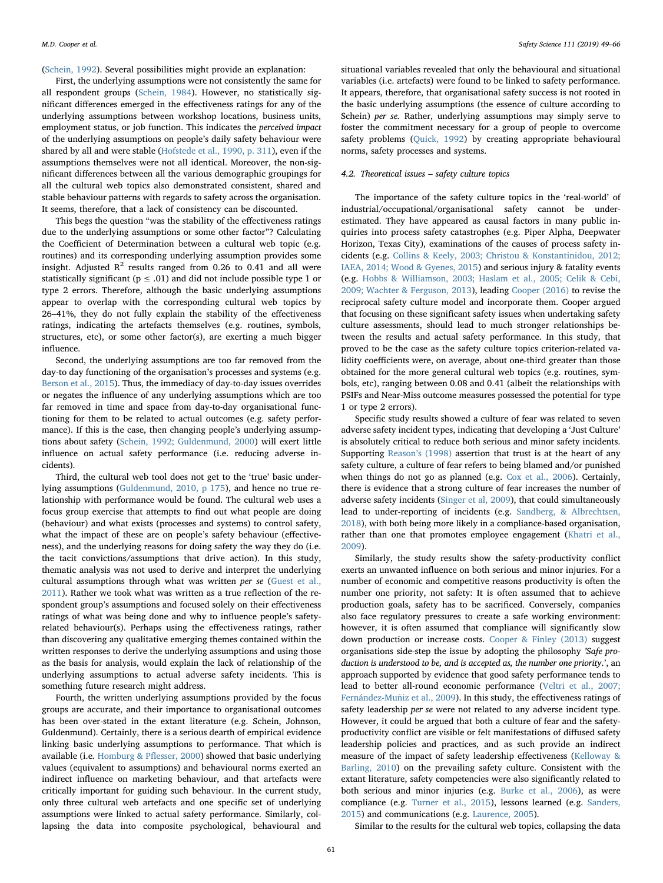([Schein, 1992\)](#page-16-5). Several possibilities might provide an explanation:

First, the underlying assumptions were not consistently the same for all respondent groups [\(Schein, 1984](#page-16-55)). However, no statistically significant differences emerged in the effectiveness ratings for any of the underlying assumptions between workshop locations, business units, employment status, or job function. This indicates the perceived impact of the underlying assumptions on people's daily safety behaviour were shared by all and were stable ([Hofstede et al., 1990, p. 311](#page-16-44)), even if the assumptions themselves were not all identical. Moreover, the non-significant differences between all the various demographic groupings for all the cultural web topics also demonstrated consistent, shared and stable behaviour patterns with regards to safety across the organisation. It seems, therefore, that a lack of consistency can be discounted.

This begs the question "was the stability of the effectiveness ratings due to the underlying assumptions or some other factor"? Calculating the Coefficient of Determination between a cultural web topic (e.g. routines) and its corresponding underlying assumption provides some insight. Adjusted  $\mathbb{R}^2$  results ranged from 0.26 to 0.41 and all were statistically significant ( $p \leq .01$ ) and did not include possible type 1 or type 2 errors. Therefore, although the basic underlying assumptions appear to overlap with the corresponding cultural web topics by 26–41%, they do not fully explain the stability of the effectiveness ratings, indicating the artefacts themselves (e.g. routines, symbols, structures, etc), or some other factor(s), are exerting a much bigger influence.

Second, the underlying assumptions are too far removed from the day-to day functioning of the organisation's processes and systems (e.g. [Berson et al., 2015\)](#page-15-25). Thus, the immediacy of day-to-day issues overrides or negates the influence of any underlying assumptions which are too far removed in time and space from day-to-day organisational functioning for them to be related to actual outcomes (e.g. safety performance). If this is the case, then changing people's underlying assumptions about safety ([Schein, 1992; Guldenmund, 2000\)](#page-16-5) will exert little influence on actual safety performance (i.e. reducing adverse incidents).

Third, the cultural web tool does not get to the 'true' basic underlying assumptions [\(Guldenmund, 2010, p 175](#page-16-56)), and hence no true relationship with performance would be found. The cultural web uses a focus group exercise that attempts to find out what people are doing (behaviour) and what exists (processes and systems) to control safety, what the impact of these are on people's safety behaviour (effectiveness), and the underlying reasons for doing safety the way they do (i.e. the tacit convictions/assumptions that drive action). In this study, thematic analysis was not used to derive and interpret the underlying cultural assumptions through what was written per se ([Guest et al.,](#page-16-57) [2011\)](#page-16-57). Rather we took what was written as a true reflection of the respondent group's assumptions and focused solely on their effectiveness ratings of what was being done and why to influence people's safetyrelated behaviour(s). Perhaps using the effectiveness ratings, rather than discovering any qualitative emerging themes contained within the written responses to derive the underlying assumptions and using those as the basis for analysis, would explain the lack of relationship of the underlying assumptions to actual adverse safety incidents. This is something future research might address.

Fourth, the written underlying assumptions provided by the focus groups are accurate, and their importance to organisational outcomes has been over-stated in the extant literature (e.g. Schein, Johnson, Guldenmund). Certainly, there is a serious dearth of empirical evidence linking basic underlying assumptions to performance. That which is available (i.e. [Homburg & P](#page-16-7)flesser, 2000) showed that basic underlying values (equivalent to assumptions) and behavioural norms exerted an indirect influence on marketing behaviour, and that artefacts were critically important for guiding such behaviour. In the current study, only three cultural web artefacts and one specific set of underlying assumptions were linked to actual safety performance. Similarly, collapsing the data into composite psychological, behavioural and

situational variables revealed that only the behavioural and situational variables (i.e. artefacts) were found to be linked to safety performance. It appears, therefore, that organisational safety success is not rooted in the basic underlying assumptions (the essence of culture according to Schein) per se. Rather, underlying assumptions may simply serve to foster the commitment necessary for a group of people to overcome safety problems ([Quick, 1992\)](#page-16-58) by creating appropriate behavioural norms, safety processes and systems.

# 4.2. Theoretical issues – safety culture topics

The importance of the safety culture topics in the 'real-world' of industrial/occupational/organisational safety cannot be underestimated. They have appeared as causal factors in many public inquiries into process safety catastrophes (e.g. Piper Alpha, Deepwater Horizon, Texas City), examinations of the causes of process safety incidents (e.g. [Collins & Keely, 2003; Christou & Konstantinidou, 2012;](#page-15-26) [IAEA, 2014; Wood & Gyenes, 2015\)](#page-15-26) and serious injury & fatality events (e.g. [Hobbs & Williamson, 2003; Haslam et al., 2005; Celik & Cebi,](#page-16-59) [2009; Wachter & Ferguson, 2013\)](#page-16-59), leading [Cooper \(2016\)](#page-15-12) to revise the reciprocal safety culture model and incorporate them. Cooper argued that focusing on these significant safety issues when undertaking safety culture assessments, should lead to much stronger relationships between the results and actual safety performance. In this study, that proved to be the case as the safety culture topics criterion-related validity coefficients were, on average, about one-third greater than those obtained for the more general cultural web topics (e.g. routines, symbols, etc), ranging between 0.08 and 0.41 (albeit the relationships with PSIFs and Near-Miss outcome measures possessed the potential for type 1 or type 2 errors).

Specific study results showed a culture of fear was related to seven adverse safety incident types, indicating that developing a 'Just Culture' is absolutely critical to reduce both serious and minor safety incidents. Supporting Reason'[s \(1998\)](#page-16-10) assertion that trust is at the heart of any safety culture, a culture of fear refers to being blamed and/or punished when things do not go as planned (e.g. [Cox et al., 2006](#page-15-27)). Certainly, there is evidence that a strong culture of fear increases the number of adverse safety incidents [\(Singer et al, 2009\)](#page-17-9), that could simultaneously lead to under-reporting of incidents (e.g. [Sandberg, & Albrechtsen,](#page-16-60) [2018\)](#page-16-60), with both being more likely in a compliance-based organisation, rather than one that promotes employee engagement [\(Khatri et al.,](#page-16-61) [2009\)](#page-16-61).

Similarly, the study results show the safety-productivity conflict exerts an unwanted influence on both serious and minor injuries. For a number of economic and competitive reasons productivity is often the number one priority, not safety: It is often assumed that to achieve production goals, safety has to be sacrificed. Conversely, companies also face regulatory pressures to create a safe working environment: however, it is often assumed that compliance will significantly slow down production or increase costs. [Cooper & Finley \(2013\)](#page-15-11) suggest organisations side-step the issue by adopting the philosophy 'Safe production is understood to be, and is accepted as, the number one priority.', an approach supported by evidence that good safety performance tends to lead to better all-round economic performance ([Veltri et al., 2007;](#page-17-10) [Fernández-Muñiz et al., 2009](#page-17-10)). In this study, the effectiveness ratings of safety leadership per se were not related to any adverse incident type. However, it could be argued that both a culture of fear and the safetyproductivity conflict are visible or felt manifestations of diffused safety leadership policies and practices, and as such provide an indirect measure of the impact of safety leadership effectiveness [\(Kelloway &](#page-16-62) [Barling, 2010](#page-16-62)) on the prevailing safety culture. Consistent with the extant literature, safety competencies were also significantly related to both serious and minor injuries (e.g. [Burke et al., 2006](#page-15-28)), as were compliance (e.g. [Turner et al., 2015\)](#page-17-11), lessons learned (e.g. [Sanders,](#page-16-63) [2015\)](#page-16-63) and communications (e.g. [Laurence, 2005\)](#page-16-64).

Similar to the results for the cultural web topics, collapsing the data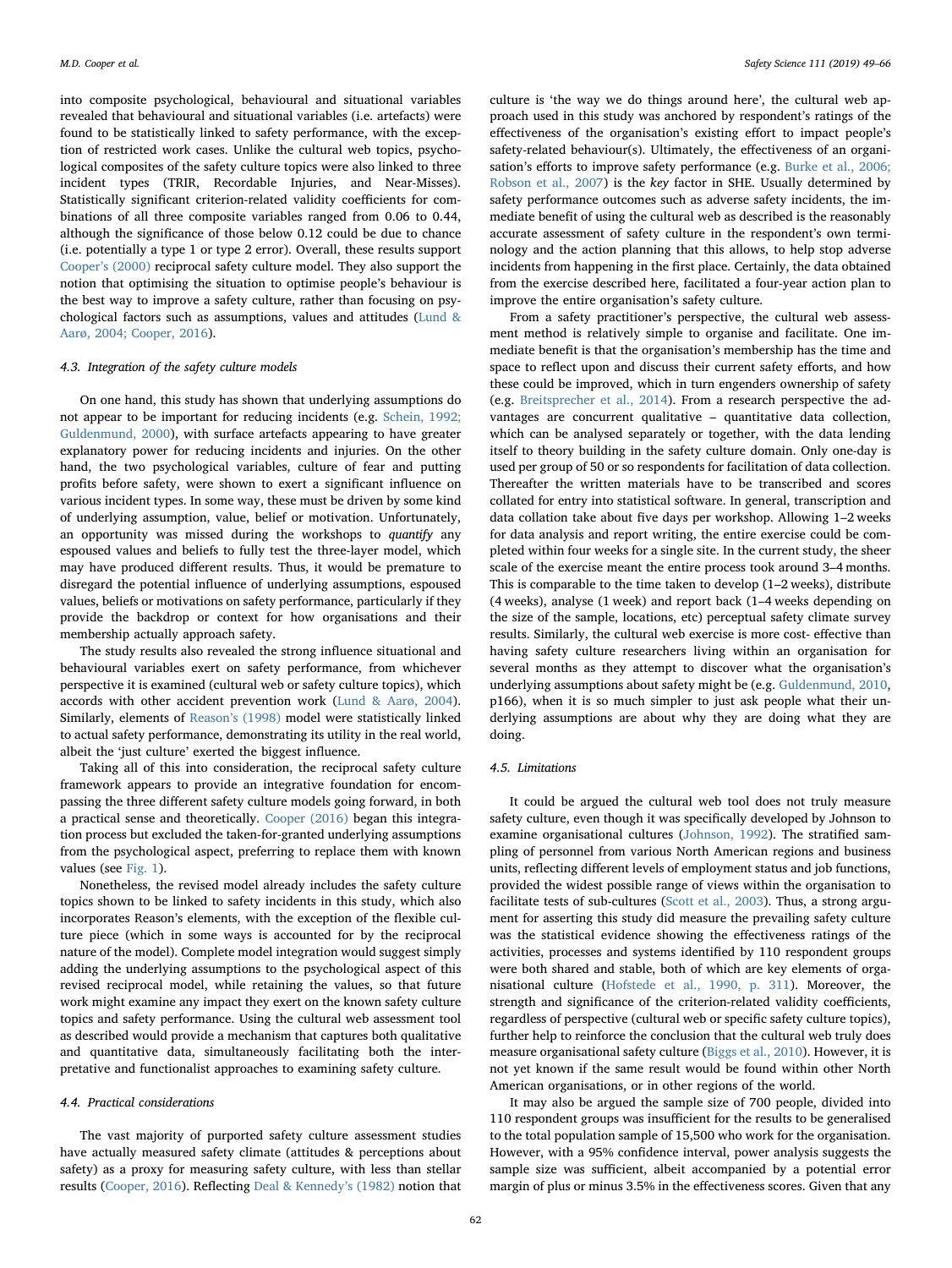into composite psychological, behavioural and situational variables revealed that behavioural and situational variables (i.e. artefacts) were found to be statistically linked to safety performance, with the exception of restricted work cases. Unlike the cultural web topics, psychological composites of the safety culture topics were also linked to three incident types (TRIR, Recordable Injuries, and Near-Misses). Statistically significant criterion-related validity coefficients for combinations of all three composite variables ranged from 0.06 to 0.44, although the significance of those below 0.12 could be due to chance (i.e. potentially a type 1 or type 2 error). Overall, these results support Cooper'[s \(2000\)](#page-15-2) reciprocal safety culture model. They also support the notion that optimising the situation to optimise people's behaviour is the best way to improve a safety culture, rather than focusing on psychological factors such as assumptions, values and attitudes ([Lund &](#page-16-8) [Aarø, 2004; Cooper, 2016](#page-16-8)).

# 4.3. Integration of the safety culture models

On one hand, this study has shown that underlying assumptions do not appear to be important for reducing incidents (e.g. [Schein, 1992;](#page-16-5) [Guldenmund, 2000\)](#page-16-5), with surface artefacts appearing to have greater explanatory power for reducing incidents and injuries. On the other hand, the two psychological variables, culture of fear and putting profits before safety, were shown to exert a significant influence on various incident types. In some way, these must be driven by some kind of underlying assumption, value, belief or motivation. Unfortunately, an opportunity was missed during the workshops to quantify any espoused values and beliefs to fully test the three-layer model, which may have produced different results. Thus, it would be premature to disregard the potential influence of underlying assumptions, espoused values, beliefs or motivations on safety performance, particularly if they provide the backdrop or context for how organisations and their membership actually approach safety.

The study results also revealed the strong influence situational and behavioural variables exert on safety performance, from whichever perspective it is examined (cultural web or safety culture topics), which accords with other accident prevention work [\(Lund & Aarø, 2004](#page-16-8)). Similarly, elements of Reason'[s \(1998\)](#page-16-10) model were statistically linked to actual safety performance, demonstrating its utility in the real world, albeit the 'just culture' exerted the biggest influence.

Taking all of this into consideration, the reciprocal safety culture framework appears to provide an integrative foundation for encompassing the three different safety culture models going forward, in both a practical sense and theoretically. [Cooper \(2016\)](#page-15-12) began this integration process but excluded the taken-for-granted underlying assumptions from the psychological aspect, preferring to replace them with known values (see [Fig. 1](#page-14-0)).

Nonetheless, the revised model already includes the safety culture topics shown to be linked to safety incidents in this study, which also incorporates Reason's elements, with the exception of the flexible culture piece (which in some ways is accounted for by the reciprocal nature of the model). Complete model integration would suggest simply adding the underlying assumptions to the psychological aspect of this revised reciprocal model, while retaining the values, so that future work might examine any impact they exert on the known safety culture topics and safety performance. Using the cultural web assessment tool as described would provide a mechanism that captures both qualitative and quantitative data, simultaneously facilitating both the interpretative and functionalist approaches to examining safety culture.

#### 4.4. Practical considerations

The vast majority of purported safety culture assessment studies have actually measured safety climate (attitudes & perceptions about safety) as a proxy for measuring safety culture, with less than stellar results ([Cooper, 2016\)](#page-15-12). Reflecting [Deal & Kennedy](#page-16-20)'s (1982) notion that culture is 'the way we do things around here', the cultural web approach used in this study was anchored by respondent's ratings of the effectiveness of the organisation's existing effort to impact people's safety-related behaviour(s). Ultimately, the effectiveness of an organisation's efforts to improve safety performance (e.g. [Burke et al., 2006;](#page-15-28) [Robson et al., 2007\)](#page-15-28) is the key factor in SHE. Usually determined by safety performance outcomes such as adverse safety incidents, the immediate benefit of using the cultural web as described is the reasonably accurate assessment of safety culture in the respondent's own terminology and the action planning that this allows, to help stop adverse incidents from happening in the first place. Certainly, the data obtained from the exercise described here, facilitated a four-year action plan to improve the entire organisation's safety culture.

From a safety practitioner's perspective, the cultural web assessment method is relatively simple to organise and facilitate. One immediate benefit is that the organisation's membership has the time and space to reflect upon and discuss their current safety efforts, and how these could be improved, which in turn engenders ownership of safety (e.g. [Breitsprecher et al., 2014\)](#page-15-29). From a research perspective the advantages are concurrent qualitative – quantitative data collection, which can be analysed separately or together, with the data lending itself to theory building in the safety culture domain. Only one-day is used per group of 50 or so respondents for facilitation of data collection. Thereafter the written materials have to be transcribed and scores collated for entry into statistical software. In general, transcription and data collation take about five days per workshop. Allowing 1–2 weeks for data analysis and report writing, the entire exercise could be completed within four weeks for a single site. In the current study, the sheer scale of the exercise meant the entire process took around 3–4 months. This is comparable to the time taken to develop (1–2 weeks), distribute (4 weeks), analyse (1 week) and report back (1–4 weeks depending on the size of the sample, locations, etc) perceptual safety climate survey results. Similarly, the cultural web exercise is more cost- effective than having safety culture researchers living within an organisation for several months as they attempt to discover what the organisation's underlying assumptions about safety might be (e.g. [Guldenmund, 2010](#page-16-56), p166), when it is so much simpler to just ask people what their underlying assumptions are about why they are doing what they are doing.

#### 4.5. Limitations

It could be argued the cultural web tool does not truly measure safety culture, even though it was specifically developed by Johnson to examine organisational cultures ([Johnson, 1992\)](#page-16-13). The stratified sampling of personnel from various North American regions and business units, reflecting different levels of employment status and job functions, provided the widest possible range of views within the organisation to facilitate tests of sub-cultures ([Scott et al., 2003\)](#page-17-12). Thus, a strong argument for asserting this study did measure the prevailing safety culture was the statistical evidence showing the effectiveness ratings of the activities, processes and systems identified by 110 respondent groups were both shared and stable, both of which are key elements of organisational culture ([Hofstede et al., 1990, p. 311\)](#page-16-44). Moreover, the strength and significance of the criterion-related validity coefficients, regardless of perspective (cultural web or specific safety culture topics), further help to reinforce the conclusion that the cultural web truly does measure organisational safety culture [\(Biggs et al., 2010](#page-15-13)). However, it is not yet known if the same result would be found within other North American organisations, or in other regions of the world.

It may also be argued the sample size of 700 people, divided into 110 respondent groups was insufficient for the results to be generalised to the total population sample of 15,500 who work for the organisation. However, with a 95% confidence interval, power analysis suggests the sample size was sufficient, albeit accompanied by a potential error margin of plus or minus 3.5% in the effectiveness scores. Given that any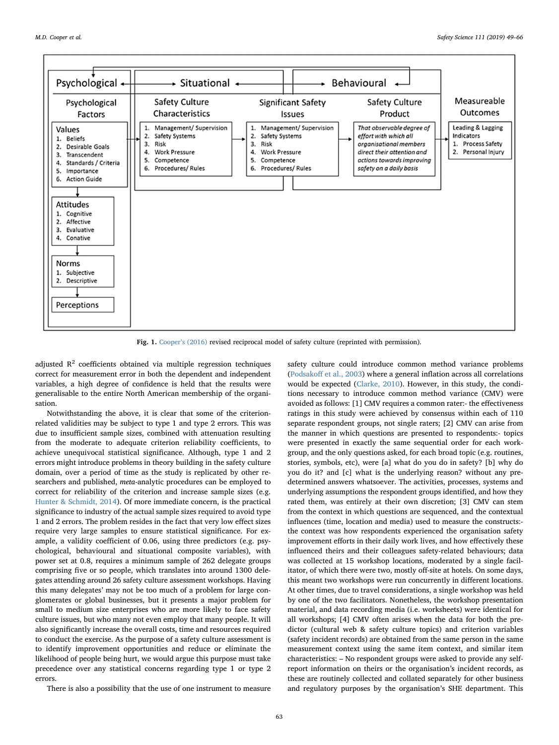<span id="page-14-0"></span>

Fig. 1. Cooper'[s \(2016\)](#page-15-12) revised reciprocal model of safety culture (reprinted with permission).

adjusted  $R<sup>2</sup>$  coefficients obtained via multiple regression techniques correct for measurement error in both the dependent and independent variables, a high degree of confidence is held that the results were generalisable to the entire North American membership of the organisation.

Notwithstanding the above, it is clear that some of the criterionrelated validities may be subject to type 1 and type 2 errors. This was due to insufficient sample sizes, combined with attenuation resulting from the moderate to adequate criterion reliability coefficients, to achieve unequivocal statistical significance. Although, type 1 and 2 errors might introduce problems in theory building in the safety culture domain, over a period of time as the study is replicated by other researchers and published, meta-analytic procedures can be employed to correct for reliability of the criterion and increase sample sizes (e.g. [Hunter & Schmidt, 2014](#page-16-65)). Of more immediate concern, is the practical significance to industry of the actual sample sizes required to avoid type 1 and 2 errors. The problem resides in the fact that very low effect sizes require very large samples to ensure statistical significance. For example, a validity coefficient of 0.06, using three predictors (e.g. psychological, behavioural and situational composite variables), with power set at 0.8, requires a minimum sample of 262 delegate groups comprising five or so people, which translates into around 1300 delegates attending around 26 safety culture assessment workshops. Having this many delegates' may not be too much of a problem for large conglomerates or global businesses, but it presents a major problem for small to medium size enterprises who are more likely to face safety culture issues, but who many not even employ that many people. It will also significantly increase the overall costs, time and resources required to conduct the exercise. As the purpose of a safety culture assessment is to identify improvement opportunities and reduce or eliminate the likelihood of people being hurt, we would argue this purpose must take precedence over any statistical concerns regarding type 1 or type 2 errors.

There is also a possibility that the use of one instrument to measure

safety culture could introduce common method variance problems (Podsakoff [et al., 2003\)](#page-16-37) where a general inflation across all correlations would be expected [\(Clarke, 2010](#page-15-30)). However, in this study, the conditions necessary to introduce common method variance (CMV) were avoided as follows: [1] CMV requires a common rater:- the effectiveness ratings in this study were achieved by consensus within each of 110 separate respondent groups, not single raters; [2] CMV can arise from the manner in which questions are presented to respondents:- topics were presented in exactly the same sequential order for each workgroup, and the only questions asked, for each broad topic (e.g. routines, stories, symbols, etc), were [a] what do you do in safety? [b] why do you do it? and [c] what is the underlying reason? without any predetermined answers whatsoever. The activities, processes, systems and underlying assumptions the respondent groups identified, and how they rated them, was entirely at their own discretion; [3] CMV can stem from the context in which questions are sequenced, and the contextual influences (time, location and media) used to measure the constructs: the context was how respondents experienced the organisation safety improvement efforts in their daily work lives, and how effectively these influenced theirs and their colleagues safety-related behaviours; data was collected at 15 workshop locations, moderated by a single facilitator, of which there were two, mostly off-site at hotels. On some days, this meant two workshops were run concurrently in different locations. At other times, due to travel considerations, a single workshop was held by one of the two facilitators. Nonetheless, the workshop presentation material, and data recording media (i.e. worksheets) were identical for all workshops; [4] CMV often arises when the data for both the predictor (cultural web & safety culture topics) and criterion variables (safety incident records) are obtained from the same person in the same measurement context using the same item context, and similar item characteristics: – No respondent groups were asked to provide any selfreport information on theirs or the organisation's incident records, as these are routinely collected and collated separately for other business and regulatory purposes by the organisation's SHE department. This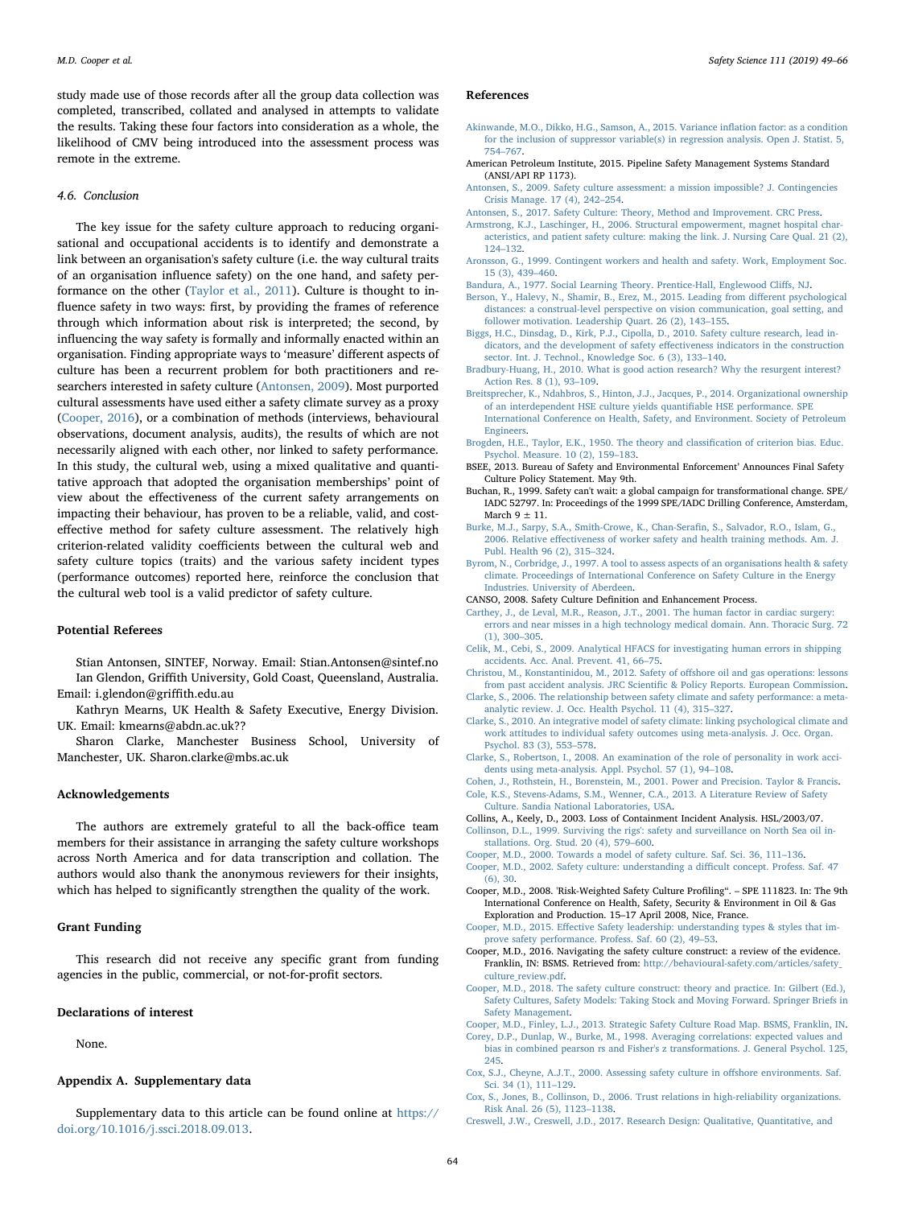study made use of those records after all the group data collection was completed, transcribed, collated and analysed in attempts to validate the results. Taking these four factors into consideration as a whole, the likelihood of CMV being introduced into the assessment process was remote in the extreme.

#### 4.6. Conclusion

The key issue for the safety culture approach to reducing organisational and occupational accidents is to identify and demonstrate a link between an organisation's safety culture (i.e. the way cultural traits of an organisation influence safety) on the one hand, and safety performance on the other ([Taylor et al., 2011](#page-17-13)). Culture is thought to influence safety in two ways: first, by providing the frames of reference through which information about risk is interpreted; the second, by influencing the way safety is formally and informally enacted within an organisation. Finding appropriate ways to 'measure' different aspects of culture has been a recurrent problem for both practitioners and researchers interested in safety culture [\(Antonsen, 2009\)](#page-15-31). Most purported cultural assessments have used either a safety climate survey as a proxy ([Cooper, 2016\)](#page-15-12), or a combination of methods (interviews, behavioural observations, document analysis, audits), the results of which are not necessarily aligned with each other, nor linked to safety performance. In this study, the cultural web, using a mixed qualitative and quantitative approach that adopted the organisation memberships' point of view about the effectiveness of the current safety arrangements on impacting their behaviour, has proven to be a reliable, valid, and costeffective method for safety culture assessment. The relatively high criterion-related validity coefficients between the cultural web and safety culture topics (traits) and the various safety incident types (performance outcomes) reported here, reinforce the conclusion that the cultural web tool is a valid predictor of safety culture.

## Potential Referees

Stian Antonsen, SINTEF, Norway. Email: Stian.Antonsen@sintef.no Ian Glendon, Griffith University, Gold Coast, Queensland, Australia. Email: i.glendon@griffith.edu.au

Kathryn Mearns, UK Health & Safety Executive, Energy Division. UK. Email: kmearns@abdn.ac.uk??

Sharon Clarke, Manchester Business School, University of Manchester, UK. Sharon.clarke@mbs.ac.uk

## Acknowledgements

The authors are extremely grateful to all the back-office team members for their assistance in arranging the safety culture workshops across North America and for data transcription and collation. The authors would also thank the anonymous reviewers for their insights, which has helped to significantly strengthen the quality of the work.

#### Grant Funding

This research did not receive any specific grant from funding agencies in the public, commercial, or not-for-profit sectors.

#### Declarations of interest

None.

#### Appendix A. Supplementary data

Supplementary data to this article can be found online at [https://](https://doi.org/10.1016/j.ssci.2018.09.013) [doi.org/10.1016/j.ssci.2018.09.013.](https://doi.org/10.1016/j.ssci.2018.09.013)

- <span id="page-15-20"></span>[Akinwande, M.O., Dikko, H.G., Samson, A., 2015. Variance in](http://refhub.elsevier.com/S0925-7535(18)30403-X/h0005)flation factor: as a condition [for the inclusion of suppressor variable\(s\) in regression analysis. Open J. Statist. 5,](http://refhub.elsevier.com/S0925-7535(18)30403-X/h0005) 754–[767](http://refhub.elsevier.com/S0925-7535(18)30403-X/h0005).
- <span id="page-15-4"></span>American Petroleum Institute, 2015. Pipeline Safety Management Systems Standard (ANSI/API RP 1173).
- <span id="page-15-31"></span>[Antonsen, S., 2009. Safety culture assessment: a mission impossible? J. Contingencies](http://refhub.elsevier.com/S0925-7535(18)30403-X/h0015) [Crisis Manage. 17 \(4\), 242](http://refhub.elsevier.com/S0925-7535(18)30403-X/h0015)–254.
- <span id="page-15-0"></span>[Antonsen, S., 2017. Safety Culture: Theory, Method and Improvement. CRC Press](http://refhub.elsevier.com/S0925-7535(18)30403-X/h0020).
- [Armstrong, K.J., Laschinger, H., 2006. Structural empowerment, magnet hospital char](http://refhub.elsevier.com/S0925-7535(18)30403-X/h0025)[acteristics, and patient safety culture: making the link. J. Nursing Care Qual. 21 \(2\),](http://refhub.elsevier.com/S0925-7535(18)30403-X/h0025) 124–[132](http://refhub.elsevier.com/S0925-7535(18)30403-X/h0025).
- <span id="page-15-21"></span>[Aronsson, G., 1999. Contingent workers and health and safety. Work, Employment Soc.](http://refhub.elsevier.com/S0925-7535(18)30403-X/h0030) [15 \(3\), 439](http://refhub.elsevier.com/S0925-7535(18)30403-X/h0030)–460.
- <span id="page-15-3"></span>[Bandura, A., 1977. Social Learning Theory. Prentice-Hall, Englewood Cli](http://refhub.elsevier.com/S0925-7535(18)30403-X/h0035)ffs, NJ.
- <span id="page-15-25"></span>[Berson, Y., Halevy, N., Shamir, B., Erez, M., 2015. Leading from di](http://refhub.elsevier.com/S0925-7535(18)30403-X/h0040)fferent psychological [distances: a construal-level perspective on vision communication, goal setting, and](http://refhub.elsevier.com/S0925-7535(18)30403-X/h0040) [follower motivation. Leadership Quart. 26 \(2\), 143](http://refhub.elsevier.com/S0925-7535(18)30403-X/h0040)–155.
- <span id="page-15-13"></span>[Biggs, H.C., Dinsdag, D., Kirk, P.J., Cipolla, D., 2010. Safety culture research, lead in](http://refhub.elsevier.com/S0925-7535(18)30403-X/h0045)[dicators, and the development of safety e](http://refhub.elsevier.com/S0925-7535(18)30403-X/h0045)ffectiveness indicators in the construction [sector. Int. J. Technol., Knowledge Soc. 6 \(3\), 133](http://refhub.elsevier.com/S0925-7535(18)30403-X/h0045)–140.
- <span id="page-15-14"></span>[Bradbury-Huang, H., 2010. What is good action research? Why the resurgent interest?](http://refhub.elsevier.com/S0925-7535(18)30403-X/h0050) [Action Res. 8 \(1\), 93](http://refhub.elsevier.com/S0925-7535(18)30403-X/h0050)–109.
- <span id="page-15-29"></span>[Breitsprecher, K., Ndahbros, S., Hinton, J.J., Jacques, P., 2014. Organizational ownership](http://refhub.elsevier.com/S0925-7535(18)30403-X/h0055) [of an interdependent HSE culture yields quanti](http://refhub.elsevier.com/S0925-7535(18)30403-X/h0055)fiable HSE performance. SPE [International Conference on Health, Safety, and Environment. Society of Petroleum](http://refhub.elsevier.com/S0925-7535(18)30403-X/h0055) [Engineers](http://refhub.elsevier.com/S0925-7535(18)30403-X/h0055).
- <span id="page-15-19"></span>[Brogden, H.E., Taylor, E.K., 1950. The theory and classi](http://refhub.elsevier.com/S0925-7535(18)30403-X/h0060)fication of criterion bias. Educ. [Psychol. Measure. 10 \(2\), 159](http://refhub.elsevier.com/S0925-7535(18)30403-X/h0060)–183.
- BSEE, 2013. Bureau of Safety and Environmental Enforcement' Announces Final Safety Culture Policy Statement. May 9th.
- <span id="page-15-7"></span>Buchan, R., 1999. Safety can't wait: a global campaign for transformational change. SPE/ IADC 52797. In: Proceedings of the 1999 SPE/IADC Drilling Conference, Amsterdam, March  $9 \pm 11$ .
- <span id="page-15-28"></span>[Burke, M.J., Sarpy, S.A., Smith-Crowe, K., Chan-Sera](http://refhub.elsevier.com/S0925-7535(18)30403-X/h0075)fin, S., Salvador, R.O., Islam, G., 2006. Relative eff[ectiveness of worker safety and health training methods. Am. J.](http://refhub.elsevier.com/S0925-7535(18)30403-X/h0075) [Publ. Health 96 \(2\), 315](http://refhub.elsevier.com/S0925-7535(18)30403-X/h0075)–324.
- <span id="page-15-10"></span>[Byrom, N., Corbridge, J., 1997. A tool to assess aspects of an organisations health & safety](http://refhub.elsevier.com/S0925-7535(18)30403-X/h0080) [climate. Proceedings of International Conference on Safety Culture in the Energy](http://refhub.elsevier.com/S0925-7535(18)30403-X/h0080) [Industries. University of Aberdeen](http://refhub.elsevier.com/S0925-7535(18)30403-X/h0080).
- CANSO, 2008. Safety Culture Definition and Enhancement Process.
- <span id="page-15-5"></span>[Carthey, J., de Leval, M.R., Reason, J.T., 2001. The human factor in cardiac surgery:](http://refhub.elsevier.com/S0925-7535(18)30403-X/h9015) [errors and near misses in a high technology medical domain. Ann. Thoracic Surg. 72](http://refhub.elsevier.com/S0925-7535(18)30403-X/h9015) [\(1\), 300](http://refhub.elsevier.com/S0925-7535(18)30403-X/h9015)–305.
- [Celik, M., Cebi, S., 2009. Analytical HFACS for investigating human errors in shipping](http://refhub.elsevier.com/S0925-7535(18)30403-X/h0090) [accidents. Acc. Anal. Prevent. 41, 66](http://refhub.elsevier.com/S0925-7535(18)30403-X/h0090)–75.
- Christou, [M., Konstantinidou, M., 2012. Safety of o](http://refhub.elsevier.com/S0925-7535(18)30403-X/h0095)ffshore oil and gas operations: lessons from past accident analysis. JRC Scientifi[c & Policy Reports. European Commission.](http://refhub.elsevier.com/S0925-7535(18)30403-X/h0095)
- <span id="page-15-9"></span>[Clarke, S., 2006. The relationship between safety climate and safety performance: a meta](http://refhub.elsevier.com/S0925-7535(18)30403-X/h0100)[analytic review. J. Occ. Health Psychol. 11 \(4\), 315](http://refhub.elsevier.com/S0925-7535(18)30403-X/h0100)–327.
- <span id="page-15-30"></span>[Clarke, S., 2010. An integrative model of safety climate: linking psychological climate and](http://refhub.elsevier.com/S0925-7535(18)30403-X/h0105) [work attitudes to individual safety outcomes using meta-analysis. J. Occ. Organ.](http://refhub.elsevier.com/S0925-7535(18)30403-X/h0105) [Psychol. 83 \(3\), 553](http://refhub.elsevier.com/S0925-7535(18)30403-X/h0105)–578.
- <span id="page-15-17"></span>[Clarke, S., Robertson, I., 2008. An examination of the role of personality in work acci](http://refhub.elsevier.com/S0925-7535(18)30403-X/h0110)[dents using meta-analysis. Appl. Psychol. 57 \(1\), 94](http://refhub.elsevier.com/S0925-7535(18)30403-X/h0110)–108.
- <span id="page-15-23"></span><span id="page-15-22"></span>[Cohen, J., Rothstein, H., Borenstein, M., 2001. Power and Precision. Taylor & Francis](http://refhub.elsevier.com/S0925-7535(18)30403-X/h0115). [Cole, K.S., Stevens-Adams, S.M., Wenner, C.A., 2013. A Literature Review of Safety](http://refhub.elsevier.com/S0925-7535(18)30403-X/h0120) [Culture. Sandia National Laboratories, USA.](http://refhub.elsevier.com/S0925-7535(18)30403-X/h0120)
- <span id="page-15-26"></span>Collins, A., Keely, D., 2003. Loss of Containment Incident Analysis. HSL/2003/07.
- <span id="page-15-6"></span>[Collinson, D.L., 1999. Surviving the rigs': safety and surveillance on North Sea oil in](http://refhub.elsevier.com/S0925-7535(18)30403-X/h0130)[stallations. Org. Stud. 20 \(4\), 579](http://refhub.elsevier.com/S0925-7535(18)30403-X/h0130)–600.

<span id="page-15-2"></span>[Cooper, M.D., 2000. Towards a model of safety culture. Saf. Sci. 36, 111](http://refhub.elsevier.com/S0925-7535(18)30403-X/h0135)–136.

- <span id="page-15-16"></span>[Cooper, M.D., 2002. Safety culture: understanding a di](http://refhub.elsevier.com/S0925-7535(18)30403-X/h0140)fficult concept. Profess. Saf. 47 [\(6\), 30.](http://refhub.elsevier.com/S0925-7535(18)30403-X/h0140)
- Cooper, M.D., 2008. 'Risk-Weighted Safety Culture Profiling". SPE 111823. In: The 9th International Conference on Health, Safety, Security & Environment in Oil & Gas Exploration and Production. 15–17 April 2008, Nice, France.
- <span id="page-15-15"></span>Cooper, M.D., 2015. Eff[ective Safety leadership: understanding types & styles that im](http://refhub.elsevier.com/S0925-7535(18)30403-X/h0150)[prove safety performance. Profess. Saf. 60 \(2\), 49](http://refhub.elsevier.com/S0925-7535(18)30403-X/h0150)–53.
- <span id="page-15-12"></span>Cooper, M.D., 2016. Navigating the safety culture construct: a review of the evidence. Franklin, IN: BSMS. Retrieved from: [http://behavioural-safety.com/articles/safety\\_](http://behavioural-safety.com/articles/safety_culture_review.pdf) [culture\\_review.pdf.](http://behavioural-safety.com/articles/safety_culture_review.pdf)
- <span id="page-15-1"></span>[Cooper, M.D., 2018. The safety culture construct: theory and practice. In: Gilbert \(Ed.\),](http://refhub.elsevier.com/S0925-7535(18)30403-X/h0160) [Safety Cultures, Safety Models: Taking Stock and Moving Forward. Springer Briefs in](http://refhub.elsevier.com/S0925-7535(18)30403-X/h0160) [Safety Management](http://refhub.elsevier.com/S0925-7535(18)30403-X/h0160).
- <span id="page-15-11"></span>[Cooper, M.D., Finley, L.J., 2013. Strategic Safety Culture Road Map. BSMS, Franklin, IN.](http://refhub.elsevier.com/S0925-7535(18)30403-X/h0165)
- <span id="page-15-18"></span>[Corey, D.P., Dunlap, W., Burke, M., 1998. Averaging correlations: expected values and](http://refhub.elsevier.com/S0925-7535(18)30403-X/h0170) [bias in combined pearson rs and Fisher's z transformations. J. General Psychol. 125,](http://refhub.elsevier.com/S0925-7535(18)30403-X/h0170) [245](http://refhub.elsevier.com/S0925-7535(18)30403-X/h0170).
- <span id="page-15-8"></span>[Cox, S.J., Cheyne, A.J.T., 2000. Assessing safety culture in o](http://refhub.elsevier.com/S0925-7535(18)30403-X/h0175)ffshore environments. Saf. [Sci. 34 \(1\), 111](http://refhub.elsevier.com/S0925-7535(18)30403-X/h0175)–129.
- <span id="page-15-27"></span>[Cox, S., Jones, B., Collinson, D., 2006. Trust relations in high-reliability organizations.](http://refhub.elsevier.com/S0925-7535(18)30403-X/h0180) [Risk Anal. 26 \(5\), 1123](http://refhub.elsevier.com/S0925-7535(18)30403-X/h0180)–1138.
- <span id="page-15-24"></span>[Creswell, J.W., Creswell, J.D., 2017. Research Design: Qualitative, Quantitative, and](http://refhub.elsevier.com/S0925-7535(18)30403-X/h0185)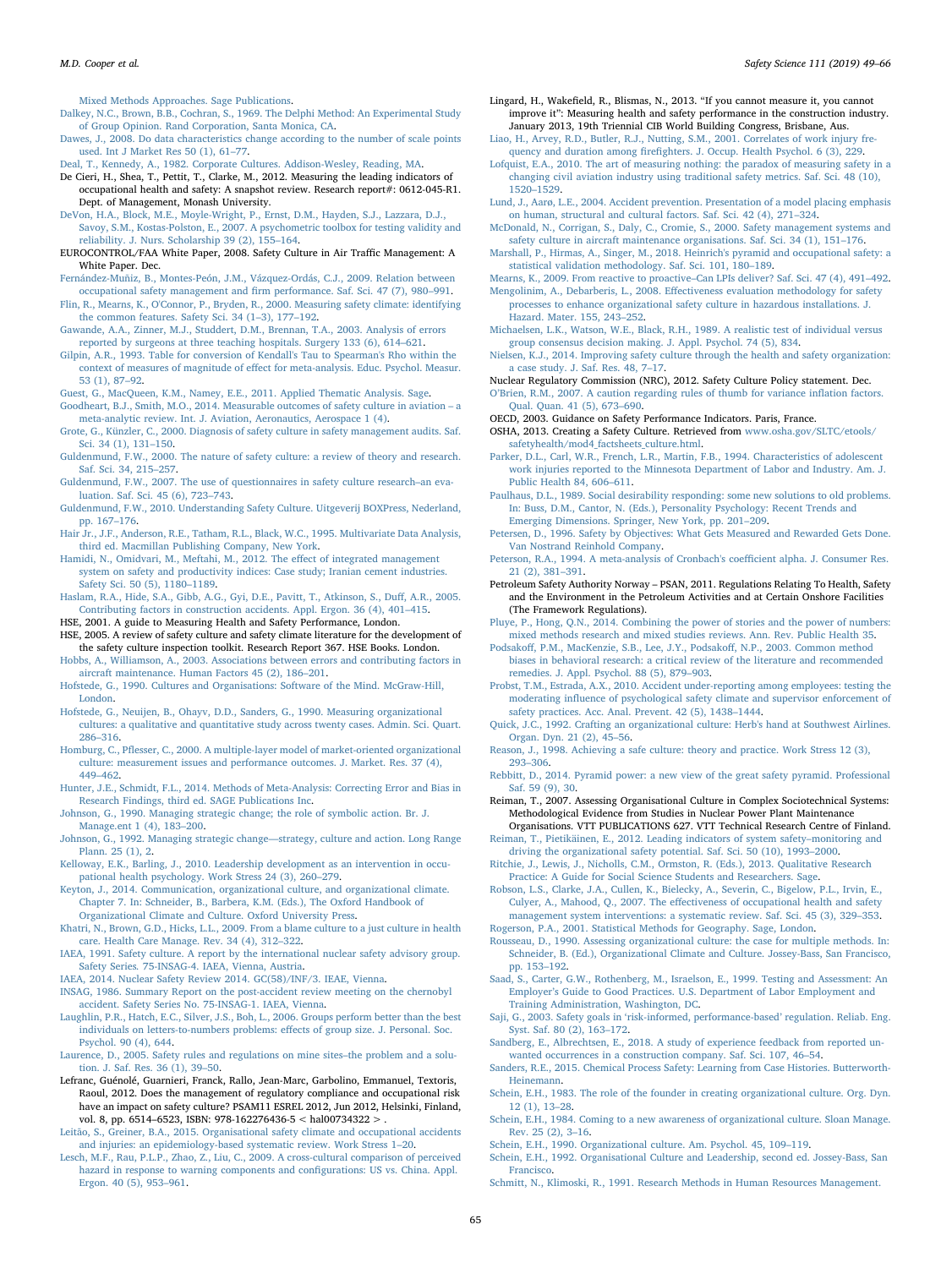[Mixed Methods Approaches. Sage Publications](http://refhub.elsevier.com/S0925-7535(18)30403-X/h0185).

<span id="page-16-16"></span>[Dalkey, N.C., Brown, B.B., Cochran, S., 1969. The Delphi Method: An Experimental Study](http://refhub.elsevier.com/S0925-7535(18)30403-X/h0190) [of Group Opinion. Rand Corporation, Santa Monica, CA.](http://refhub.elsevier.com/S0925-7535(18)30403-X/h0190)

- <span id="page-16-26"></span>[Dawes, J., 2008. Do data characteristics change according to the number of scale points](http://refhub.elsevier.com/S0925-7535(18)30403-X/h0195) [used. Int J Market Res 50 \(1\), 61](http://refhub.elsevier.com/S0925-7535(18)30403-X/h0195)–77.
- <span id="page-16-20"></span>[Deal, T., Kennedy, A., 1982. Corporate Cultures. Addison-Wesley, Reading, MA.](http://refhub.elsevier.com/S0925-7535(18)30403-X/h0200)
- <span id="page-16-33"></span>De Cieri, H., Shea, T., Pettit, T., Clarke, M., 2012. Measuring the leading indicators of occupational health and safety: A snapshot review. Research report#: 0612-045-R1. Dept. of Management, Monash University.
- <span id="page-16-45"></span>[DeVon, H.A., Block, M.E., Moyle-Wright, P., Ernst, D.M., Hayden, S.J., Lazzara, D.J.,](http://refhub.elsevier.com/S0925-7535(18)30403-X/h0210) [Savoy, S.M., Kostas-Polston, E., 2007. A psychometric toolbox for testing validity and](http://refhub.elsevier.com/S0925-7535(18)30403-X/h0210) [reliability. J. Nurs. Scholarship 39 \(2\), 155](http://refhub.elsevier.com/S0925-7535(18)30403-X/h0210)–164.
- EUROCONTROL/FAA White Paper, 2008. Safety Culture in Air Traffic Management: A White Paper. Dec.
- <span id="page-16-9"></span>[Fernández-Muñiz, B., Montes-Peón, J.M., Vázquez-Ordás, C.J., 2009. Relation between](http://refhub.elsevier.com/S0925-7535(18)30403-X/h0220) occupational safety management and fi[rm performance. Saf. Sci. 47 \(7\), 980](http://refhub.elsevier.com/S0925-7535(18)30403-X/h0220)–991.
- <span id="page-16-12"></span>[Flin, R., Mearns, K., O'Connor, P., Bryden, R., 2000. Measuring safety climate: identifying](http://refhub.elsevier.com/S0925-7535(18)30403-X/h9020) [the common features. Safety Sci. 34 \(1](http://refhub.elsevier.com/S0925-7535(18)30403-X/h9020)-3), 177-192.
- <span id="page-16-41"></span>[Gawande, A.A., Zinner, M.J., Studdert, D.M., Brennan, T.A., 2003. Analysis of errors](http://refhub.elsevier.com/S0925-7535(18)30403-X/h0225) [reported by surgeons at three teaching hospitals. Surgery 133 \(6\), 614](http://refhub.elsevier.com/S0925-7535(18)30403-X/h0225)–621.
- <span id="page-16-53"></span>[Gilpin, A.R., 1993. Table for conversion of Kendall's Tau to Spearman's Rho within the](http://refhub.elsevier.com/S0925-7535(18)30403-X/h0230) context of measures of magnitude of eff[ect for meta-analysis. Educ. Psychol. Measur.](http://refhub.elsevier.com/S0925-7535(18)30403-X/h0230) [53 \(1\), 87](http://refhub.elsevier.com/S0925-7535(18)30403-X/h0230)–92.
- <span id="page-16-57"></span>[Guest, G., MacQueen, K.M., Namey, E.E., 2011. Applied Thematic Analysis. Sage](http://refhub.elsevier.com/S0925-7535(18)30403-X/h0235). [Goodheart, B.J., Smith, M.O., 2014. Measurable outcomes of safety culture in aviation](http://refhub.elsevier.com/S0925-7535(18)30403-X/h0240) – a
- <span id="page-16-11"></span>[meta-analytic review. Int. J. Aviation, Aeronautics, Aerospace 1 \(4\)](http://refhub.elsevier.com/S0925-7535(18)30403-X/h0240). [Grote, G., Künzler, C., 2000. Diagnosis of safety culture in safety management audits. Saf.](http://refhub.elsevier.com/S0925-7535(18)30403-X/h0245)
- [Sci. 34 \(1\), 131](http://refhub.elsevier.com/S0925-7535(18)30403-X/h0245)–150.
- <span id="page-16-4"></span>[Guldenmund, F.W., 2000. The nature of safety culture: a review of theory and research.](http://refhub.elsevier.com/S0925-7535(18)30403-X/h0250) [Saf. Sci. 34, 215](http://refhub.elsevier.com/S0925-7535(18)30403-X/h0250)–257.
- <span id="page-16-51"></span>[Guldenmund, F.W., 2007. The use of questionnaires in safety culture research](http://refhub.elsevier.com/S0925-7535(18)30403-X/h0255)–an eva[luation. Saf. Sci. 45 \(6\), 723](http://refhub.elsevier.com/S0925-7535(18)30403-X/h0255)–743.
- <span id="page-16-56"></span>[Guldenmund, F.W., 2010. Understanding Safety Culture. Uitgeverij BOXPress, Nederland,](http://refhub.elsevier.com/S0925-7535(18)30403-X/h0260) [pp. 167](http://refhub.elsevier.com/S0925-7535(18)30403-X/h0260)–176.
- <span id="page-16-49"></span>[Hair Jr., J.F., Anderson, R.E., Tatham, R.L., Black, W.C., 1995. Multivariate Data Analysis,](http://refhub.elsevier.com/S0925-7535(18)30403-X/h0265) [third ed. Macmillan Publishing Company, New York.](http://refhub.elsevier.com/S0925-7535(18)30403-X/h0265)
- <span id="page-16-50"></span>[Hamidi, N., Omidvari, M., Meftahi, M., 2012. The e](http://refhub.elsevier.com/S0925-7535(18)30403-X/h9025)ffect of integrated management [system on safety and productivity indices: Case study; Iranian cement industries.](http://refhub.elsevier.com/S0925-7535(18)30403-X/h9025) [Safety Sci. 50 \(5\), 1180](http://refhub.elsevier.com/S0925-7535(18)30403-X/h9025)–1189.
- [Haslam, R.A., Hide, S.A., Gibb, A.G., Gyi, D.E., Pavitt, T., Atkinson, S., Du](http://refhub.elsevier.com/S0925-7535(18)30403-X/h0270)ff, A.R., 2005. [Contributing factors in construction accidents. Appl. Ergon. 36 \(4\), 401](http://refhub.elsevier.com/S0925-7535(18)30403-X/h0270)–415.
- <span id="page-16-25"></span>HSE, 2001. A guide to Measuring Health and Safety Performance, London.
- <span id="page-16-2"></span>HSE, 2005. A review of safety culture and safety climate literature for the development of the safety culture inspection toolkit. Research Report 367. HSE Books. London.
- <span id="page-16-59"></span>Hobbs, [A., Williamson, A., 2003. Associations between errors and contributing factors in](http://refhub.elsevier.com/S0925-7535(18)30403-X/h0285) [aircraft maintenance. Human Factors 45 \(2\), 186](http://refhub.elsevier.com/S0925-7535(18)30403-X/h0285)–201. [Hofstede, G., 1990. Cultures and Organisations: Software of the Mind. McGraw-Hill,](http://refhub.elsevier.com/S0925-7535(18)30403-X/h0290)
- <span id="page-16-15"></span>[London.](http://refhub.elsevier.com/S0925-7535(18)30403-X/h0290)
- <span id="page-16-44"></span>[Hofstede, G., Neuijen, B., Ohayv, D.D., Sanders, G., 1990. Measuring organizational](http://refhub.elsevier.com/S0925-7535(18)30403-X/h0295) [cultures: a qualitative and quantitative study across twenty cases. Admin. Sci. Quart.](http://refhub.elsevier.com/S0925-7535(18)30403-X/h0295) 286–[316](http://refhub.elsevier.com/S0925-7535(18)30403-X/h0295).
- <span id="page-16-7"></span>Homburg, C., Pfl[esser, C., 2000. A multiple-layer model of market-oriented organizational](http://refhub.elsevier.com/S0925-7535(18)30403-X/h0300) [culture: measurement issues and performance outcomes. J. Market. Res. 37 \(4\),](http://refhub.elsevier.com/S0925-7535(18)30403-X/h0300) 449–[462](http://refhub.elsevier.com/S0925-7535(18)30403-X/h0300).
- <span id="page-16-65"></span>[Hunter, J.E., Schmidt, F.L., 2014. Methods of Meta-Analysis: Correcting Error and Bias in](http://refhub.elsevier.com/S0925-7535(18)30403-X/h0305) [Research Findings, third ed. SAGE Publications Inc.](http://refhub.elsevier.com/S0925-7535(18)30403-X/h0305)
- <span id="page-16-22"></span>[Johnson, G., 1990. Managing strategic change; the role of symbolic action. Br. J.](http://refhub.elsevier.com/S0925-7535(18)30403-X/h0310) [Manage.ent 1 \(4\), 183](http://refhub.elsevier.com/S0925-7535(18)30403-X/h0310)–200.
- <span id="page-16-13"></span>[Johnson, G., 1992. Managing strategic change](http://refhub.elsevier.com/S0925-7535(18)30403-X/h0315)—strategy, culture and action. Long Range [Plann. 25 \(1\), 2.](http://refhub.elsevier.com/S0925-7535(18)30403-X/h0315)
- <span id="page-16-62"></span>[Kelloway, E.K., Barling, J., 2010. Leadership development as an intervention in occu](http://refhub.elsevier.com/S0925-7535(18)30403-X/h0320)[pational health psychology. Work Stress 24 \(3\), 260](http://refhub.elsevier.com/S0925-7535(18)30403-X/h0320)–279.
- <span id="page-16-19"></span>[Keyton, J., 2014. Communication, organizational culture, and organizational climate.](http://refhub.elsevier.com/S0925-7535(18)30403-X/h0325) [Chapter 7. In: Schneider, B., Barbera, K.M. \(Eds.\), The Oxford Handbook of](http://refhub.elsevier.com/S0925-7535(18)30403-X/h0325) [Organizational Climate and Culture. Oxford University Press](http://refhub.elsevier.com/S0925-7535(18)30403-X/h0325).
- <span id="page-16-61"></span>[Khatri, N., Brown, G.D., Hicks, L.L., 2009. From a blame culture to a just culture in health](http://refhub.elsevier.com/S0925-7535(18)30403-X/h0330) [care. Health Care Manage. Rev. 34 \(4\), 312](http://refhub.elsevier.com/S0925-7535(18)30403-X/h0330)–322.
- <span id="page-16-1"></span>[IAEA, 1991. Safety culture. A report by the international nuclear safety advisory group.](http://refhub.elsevier.com/S0925-7535(18)30403-X/h0335) Safety Series. [75-INSAG-4. IAEA, Vienna, Austria](http://refhub.elsevier.com/S0925-7535(18)30403-X/h0335).
- [IAEA, 2014. Nuclear Safety Review 2014. GC\(58\)/INF/3. IEAE, Vienna.](http://refhub.elsevier.com/S0925-7535(18)30403-X/h0340)
- <span id="page-16-0"></span>[INSAG, 1986. Summary Report on the post-accident review meeting on the chernobyl](http://refhub.elsevier.com/S0925-7535(18)30403-X/h0345) [accident. Safety Series No. 75-INSAG-1. IAEA, Vienna.](http://refhub.elsevier.com/S0925-7535(18)30403-X/h0345)
- <span id="page-16-17"></span>[Laughlin, P.R., Hatch, E.C., Silver, J.S., Boh, L., 2006. Groups perform better than the best](http://refhub.elsevier.com/S0925-7535(18)30403-X/h0350) [individuals on letters-to-numbers problems: e](http://refhub.elsevier.com/S0925-7535(18)30403-X/h0350)ffects of group size. J. Personal. Soc. [Psychol. 90 \(4\), 644](http://refhub.elsevier.com/S0925-7535(18)30403-X/h0350).
- <span id="page-16-64"></span>[Laurence, D., 2005. Safety rules and regulations on mine sites](http://refhub.elsevier.com/S0925-7535(18)30403-X/h0355)–the problem and a solu[tion. J. Saf. Res. 36 \(1\), 39](http://refhub.elsevier.com/S0925-7535(18)30403-X/h0355)–50.
- Lefranc, Guénolé, Guarnieri, Franck, Rallo, Jean-Marc, Garbolino, Emmanuel, Textoris, Raoul, 2012. Does the management of regulatory compliance and occupational risk have an impact on safety culture? PSAM11 ESREL 2012, Jun 2012, Helsinki, Finland, vol. 8, pp. 6514–6523, ISBN: 978-162276436-5 < hal00734322 > .
- [Leitão, S., Greiner, B.A., 2015. Organisational safety climate and occupational accidents](http://refhub.elsevier.com/S0925-7535(18)30403-X/h0360) [and injuries: an epidemiology-based systematic review. Work Stress 1](http://refhub.elsevier.com/S0925-7535(18)30403-X/h0360)–20.
- [Lesch, M.F., Rau, P.L.P., Zhao, Z., Liu, C., 2009. A cross-cultural comparison of perceived](http://refhub.elsevier.com/S0925-7535(18)30403-X/h0365) [hazard in response to warning components and con](http://refhub.elsevier.com/S0925-7535(18)30403-X/h0365)figurations: US vs. China. Appl. [Ergon. 40 \(5\), 953](http://refhub.elsevier.com/S0925-7535(18)30403-X/h0365)–961.
- <span id="page-16-29"></span>Lingard, H., Wakefield, R., Blismas, N., 2013. "If you cannot measure it, you cannot improve it": Measuring health and safety performance in the construction industry. January 2013, 19th Triennial CIB World Building Congress, Brisbane, Aus.
- <span id="page-16-39"></span>[Liao, H., Arvey, R.D., Butler, R.J., Nutting, S.M., 2001. Correlates of work injury fre](http://refhub.elsevier.com/S0925-7535(18)30403-X/h0375)quency and duration among firefighters. [J. Occup. Health Psychol. 6 \(3\), 229.](http://refhub.elsevier.com/S0925-7535(18)30403-X/h0375) [Lofquist, E.A., 2010. The art of measuring nothing: the paradox of measuring safety in a](http://refhub.elsevier.com/S0925-7535(18)30403-X/h0380)
- <span id="page-16-30"></span>[changing civil aviation industry using traditional safety metrics. Saf. Sci. 48 \(10\),](http://refhub.elsevier.com/S0925-7535(18)30403-X/h0380) 1520–[1529](http://refhub.elsevier.com/S0925-7535(18)30403-X/h0380).
- <span id="page-16-8"></span>[Lund, J., Aarø, L.E., 2004. Accident prevention. Presentation of a model placing emphasis](http://refhub.elsevier.com/S0925-7535(18)30403-X/h0385) [on human, structural and cultural factors. Saf. Sci. 42 \(4\), 271](http://refhub.elsevier.com/S0925-7535(18)30403-X/h0385)–324.
- <span id="page-16-23"></span>[McDonald, N., Corrigan, S., Daly, C., Cromie, S., 2000. Safety management systems and](http://refhub.elsevier.com/S0925-7535(18)30403-X/h0390) [safety culture in aircraft maintenance organisations. Saf. Sci. 34 \(1\), 151](http://refhub.elsevier.com/S0925-7535(18)30403-X/h0390)–176.

<span id="page-16-43"></span>[Marshall, P., Hirmas, A., Singer, M., 2018. Heinrich's pyramid and occupational safety: a](http://refhub.elsevier.com/S0925-7535(18)30403-X/h0395) [statistical validation methodology. Saf. Sci. 101, 180](http://refhub.elsevier.com/S0925-7535(18)30403-X/h0395)–189.

- <span id="page-16-31"></span><span id="page-16-28"></span>[Mearns, K., 2009. From reactive to proactive](http://refhub.elsevier.com/S0925-7535(18)30403-X/h0400)–Can LPIs deliver? Saf. Sci. 47 (4), 491–492. Mengolinim, A., Debarberis, L., 2008. Eff[ectiveness evaluation methodology for safety](http://refhub.elsevier.com/S0925-7535(18)30403-X/h0405) [processes to enhance organizational safety culture in hazardous installations. J.](http://refhub.elsevier.com/S0925-7535(18)30403-X/h0405)
- <span id="page-16-18"></span>[Hazard. Mater. 155, 243](http://refhub.elsevier.com/S0925-7535(18)30403-X/h0405)–252. [Michaelsen, L.K., Watson, W.E., Black, R.H., 1989. A realistic test of individual versus](http://refhub.elsevier.com/S0925-7535(18)30403-X/h0410)
- <span id="page-16-6"></span>[group consensus decision making. J. Appl. Psychol. 74 \(5\), 834.](http://refhub.elsevier.com/S0925-7535(18)30403-X/h0410) [Nielsen, K.J., 2014. Improving safety culture through the health and safety organization:](http://refhub.elsevier.com/S0925-7535(18)30403-X/h0415)
- [a case study. J. Saf. Res. 48, 7](http://refhub.elsevier.com/S0925-7535(18)30403-X/h0415)–17. Nuclear Regulatory Commission (NRC), 2012. Safety Culture Policy statement. Dec.
- <span id="page-16-47"></span>O'[Brien, R.M., 2007. A caution regarding rules of thumb for variance in](http://refhub.elsevier.com/S0925-7535(18)30403-X/h0425)flation factors. [Qual. Quan. 41 \(5\), 673](http://refhub.elsevier.com/S0925-7535(18)30403-X/h0425)–690.
- <span id="page-16-27"></span>OECD, 2003. Guidance on Safety Performance Indicators. Paris, France.

OSHA, 2013. Creating a Safety Culture. Retrieved from [www.osha.gov/SLTC/etools/](http://www.osha.gov/SLTC/etools/safetyhealth/mod4_factsheets_culture.html) safetyhealth/mod4 factsheets culture.html.

- <span id="page-16-40"></span>[Parker, D.L., Carl, W.R., French, L.R., Martin, F.B., 1994. Characteristics of adolescent](http://refhub.elsevier.com/S0925-7535(18)30403-X/h0440) [work injuries reported to the Minnesota Department of Labor and Industry. Am. J.](http://refhub.elsevier.com/S0925-7535(18)30403-X/h0440) [Public Health 84, 606](http://refhub.elsevier.com/S0925-7535(18)30403-X/h0440)–611.
- <span id="page-16-38"></span>[Paulhaus, D.L., 1989. Social desirability responding: some new solutions to old problems.](http://refhub.elsevier.com/S0925-7535(18)30403-X/h0445) [In: Buss, D.M., Cantor, N. \(Eds.\), Personality Psychology: Recent Trends and](http://refhub.elsevier.com/S0925-7535(18)30403-X/h0445) [Emerging Dimensions. Springer, New York, pp. 201](http://refhub.elsevier.com/S0925-7535(18)30403-X/h0445)–209.
- <span id="page-16-24"></span>[Petersen, D., 1996. Safety by Objectives: What Gets Measured and Rewarded Gets Done.](http://refhub.elsevier.com/S0925-7535(18)30403-X/h0450) [Van Nostrand Reinhold Company.](http://refhub.elsevier.com/S0925-7535(18)30403-X/h0450)
- <span id="page-16-35"></span>[Peterson, R.A., 1994. A meta-analysis of Cronbach's coe](http://refhub.elsevier.com/S0925-7535(18)30403-X/h0455)fficient alpha. J. Consumer Res. [21 \(2\), 381](http://refhub.elsevier.com/S0925-7535(18)30403-X/h0455)–391.
- Petroleum Safety Authority Norway PSAN, 2011. Regulations Relating To Health, Safety and the Environment in the Petroleum Activities and at Certain Onshore Facilities (The Framework Regulations).
- [Pluye, P., Hong, Q.N., 2014. Combining the power of stories and the power of numbers:](http://refhub.elsevier.com/S0925-7535(18)30403-X/h0465) [mixed methods research and mixed studies reviews. Ann. Rev. Public Health 35.](http://refhub.elsevier.com/S0925-7535(18)30403-X/h0465)
- <span id="page-16-37"></span>Podsakoff[, P.M., MacKenzie, S.B., Lee, J.Y., Podsako](http://refhub.elsevier.com/S0925-7535(18)30403-X/h0470)ff, N.P., 2003. Common method [biases in behavioral research: a critical review of the literature and recommended](http://refhub.elsevier.com/S0925-7535(18)30403-X/h0470) [remedies. J. Appl. Psychol. 88 \(5\), 879](http://refhub.elsevier.com/S0925-7535(18)30403-X/h0470)–903.
- <span id="page-16-36"></span>Probst, [T.M., Estrada, A.X., 2010. Accident under-reporting among employees: testing the](http://refhub.elsevier.com/S0925-7535(18)30403-X/h0475) moderating infl[uence of psychological safety climate and supervisor enforcement of](http://refhub.elsevier.com/S0925-7535(18)30403-X/h0475) [safety practices. Acc. Anal. Prevent. 42 \(5\), 1438](http://refhub.elsevier.com/S0925-7535(18)30403-X/h0475)–1444.
- <span id="page-16-58"></span>[Quick, J.C., 1992. Crafting an organizational culture: Herb's hand at Southwest Airlines.](http://refhub.elsevier.com/S0925-7535(18)30403-X/h0480) [Organ. Dyn. 21 \(2\), 45](http://refhub.elsevier.com/S0925-7535(18)30403-X/h0480)–56.
- <span id="page-16-10"></span>[Reason, J., 1998. Achieving a safe culture: theory and practice. Work Stress 12 \(3\),](http://refhub.elsevier.com/S0925-7535(18)30403-X/h0485) 293–[306](http://refhub.elsevier.com/S0925-7535(18)30403-X/h0485).
- <span id="page-16-42"></span>[Rebbitt, D., 2014. Pyramid power: a new view of the great safety pyramid. Professional](http://refhub.elsevier.com/S0925-7535(18)30403-X/h0490) [Saf. 59 \(9\), 30.](http://refhub.elsevier.com/S0925-7535(18)30403-X/h0490)
- <span id="page-16-21"></span>Reiman, T., 2007. Assessing Organisational Culture in Complex Sociotechnical Systems: Methodological Evidence from Studies in Nuclear Power Plant Maintenance Organisations. VTT PUBLICATIONS 627. VTT Technical Research Centre of Finland.
- <span id="page-16-32"></span>[Reiman, T., Pietikäinen, E., 2012. Leading indicators of system safety](http://refhub.elsevier.com/S0925-7535(18)30403-X/h0500)–monitoring and [driving the organizational safety potential. Saf. Sci. 50 \(10\), 1993](http://refhub.elsevier.com/S0925-7535(18)30403-X/h0500)–2000.
- <span id="page-16-34"></span>[Ritchie, J., Lewis, J., Nicholls, C.M., Ormston, R. \(Eds.\), 2013. Qualitative Research](http://refhub.elsevier.com/S0925-7535(18)30403-X/h0505) [Practice: A Guide for Social Science Students and Researchers. Sage.](http://refhub.elsevier.com/S0925-7535(18)30403-X/h0505)
- [Robson, L.S., Clarke, J.A., Cullen, K., Bielecky, A., Severin, C., Bigelow, P.L., Irvin, E.,](http://refhub.elsevier.com/S0925-7535(18)30403-X/h0510) Culyer, A., Mahood, Q., 2007. The eff[ectiveness of occupational health and safety](http://refhub.elsevier.com/S0925-7535(18)30403-X/h0510) [management system interventions: a systematic review. Saf. Sci. 45 \(3\), 329](http://refhub.elsevier.com/S0925-7535(18)30403-X/h0510)–353.
- <span id="page-16-48"></span>[Rogerson, P.A., 2001. Statistical Methods for Geography. Sage, London](http://refhub.elsevier.com/S0925-7535(18)30403-X/h9030).
- <span id="page-16-52"></span>[Rousseau, D., 1990. Assessing organizational culture: the case for multiple methods. In:](http://refhub.elsevier.com/S0925-7535(18)30403-X/h0515) [Schneider, B. \(Ed.\), Organizational Climate and Culture. Jossey-Bass, San Francisco,](http://refhub.elsevier.com/S0925-7535(18)30403-X/h0515) [pp. 153](http://refhub.elsevier.com/S0925-7535(18)30403-X/h0515)–192.
- <span id="page-16-46"></span>[Saad, S., Carter, G.W., Rothenberg, M., Israelson, E., 1999. Testing and Assessment: An](http://refhub.elsevier.com/S0925-7535(18)30403-X/h0520) Employer'[s Guide to Good Practices. U.S. Department of Labor Employment and](http://refhub.elsevier.com/S0925-7535(18)30403-X/h0520) [Training Administration, Washington, DC.](http://refhub.elsevier.com/S0925-7535(18)30403-X/h0520)
- Saji, G., 2003. Safety goals in '[risk-informed, performance-based](http://refhub.elsevier.com/S0925-7535(18)30403-X/h0525)' regulation. Reliab. Eng. [Syst. Saf. 80 \(2\), 163](http://refhub.elsevier.com/S0925-7535(18)30403-X/h0525)–172.
- <span id="page-16-60"></span>[Sandberg, E., Albrechtsen, E., 2018. A study of experience feedback from reported un](http://refhub.elsevier.com/S0925-7535(18)30403-X/h0530)[wanted occurrences in a construction company. Saf. Sci. 107, 46](http://refhub.elsevier.com/S0925-7535(18)30403-X/h0530)–54.
- <span id="page-16-63"></span>[Sanders, R.E., 2015. Chemical Process Safety: Learning from Case Histories. Butterworth-](http://refhub.elsevier.com/S0925-7535(18)30403-X/h0535)[Heinemann.](http://refhub.elsevier.com/S0925-7535(18)30403-X/h0535)
- <span id="page-16-3"></span>[Schein, E.H., 1983. The role of the founder in creating organizational culture. Org. Dyn.](http://refhub.elsevier.com/S0925-7535(18)30403-X/h0540) [12 \(1\), 13](http://refhub.elsevier.com/S0925-7535(18)30403-X/h0540)–28.
- <span id="page-16-55"></span>[Schein, E.H., 1984. Coming to a new awareness of organizational culture. Sloan Manage.](http://refhub.elsevier.com/S0925-7535(18)30403-X/h0545) [Rev. 25 \(2\), 3](http://refhub.elsevier.com/S0925-7535(18)30403-X/h0545)–16.
- <span id="page-16-14"></span>[Schein, E.H., 1990. Organizational culture. Am. Psychol. 45, 109](http://refhub.elsevier.com/S0925-7535(18)30403-X/h0550)–119.
- <span id="page-16-5"></span>[Schein, E.H., 1992. Organisational Culture and Leadership, second ed. Jossey-Bass, San](http://refhub.elsevier.com/S0925-7535(18)30403-X/h0555) [Francisco](http://refhub.elsevier.com/S0925-7535(18)30403-X/h0555).
- <span id="page-16-54"></span>[Schmitt, N., Klimoski, R., 1991. Research Methods in Human Resources Management.](http://refhub.elsevier.com/S0925-7535(18)30403-X/h0560)